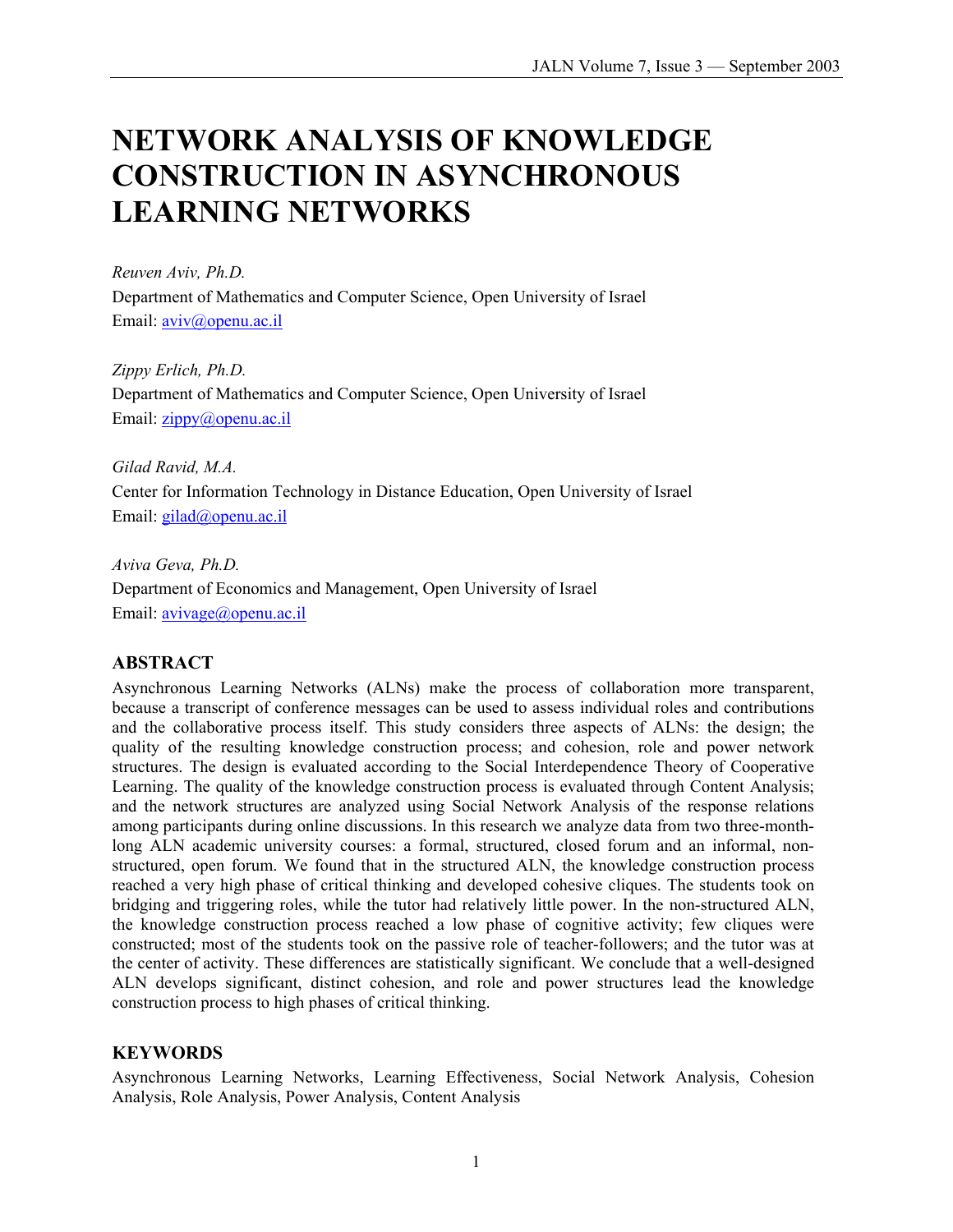# NETWORK ANALYSIS OF KNOWLEDGE CONSTRUCTION IN ASYNCHRONOUS LEARNING NETWORKS

*Reuven Aviv, Ph.D.*
Department of Mathematics and Computer Science, Open University of Israel
Email: aviv@openu.ac.il

*Zippy Erlich, Ph.D.*
Department of Mathematics and Computer Science, Open University of Israel
Email: zippy@openu.ac.il

*Gilad Ravid, M.A.*
Center for Information Technology in Distance Education, Open University of Israel
Email: gilad@openu.ac.il

*Aviva Geva, Ph.D.*
Department of Economics and Management, Open University of Israel
Email: avivage@openu.ac.il

## ABSTRACT

Asynchronous Learning Networks (ALNs) make the process of collaboration more transparent, because a transcript of conference messages can be used to assess individual roles and contributions and the collaborative process itself. This study considers three aspects of ALNs: the design; the quality of the resulting knowledge construction process; and cohesion, role and power network structures. The design is evaluated according to the Social Interdependence Theory of Cooperative Learning. The quality of the knowledge construction process is evaluated through Content Analysis; and the network structures are analyzed using Social Network Analysis of the response relations among participants during online discussions. In this research we analyze data from two three-month-long ALN academic university courses: a formal, structured, closed forum and an informal, non-structured, open forum. We found that in the structured ALN, the knowledge construction process reached a very high phase of critical thinking and developed cohesive cliques. The students took on bridging and triggering roles, while the tutor had relatively little power. In the non-structured ALN, the knowledge construction process reached a low phase of cognitive activity; few cliques were constructed; most of the students took on the passive role of teacher-followers; and the tutor was at the center of activity. These differences are statistically significant. We conclude that a well-designed ALN develops significant, distinct cohesion, and role and power structures lead the knowledge construction process to high phases of critical thinking.

## KEYWORDS

Asynchronous Learning Networks, Learning Effectiveness, Social Network Analysis, Cohesion Analysis, Role Analysis, Power Analysis, Content Analysis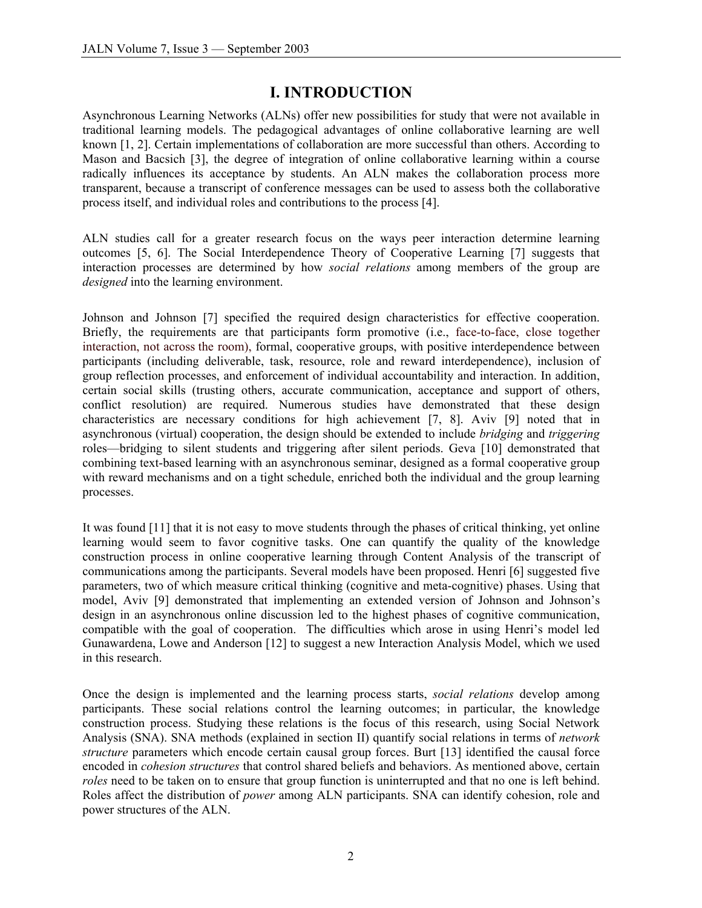# I. INTRODUCTION

Asynchronous Learning Networks (ALNs) offer new possibilities for study that were not available in traditional learning models. The pedagogical advantages of online collaborative learning are well known [1, 2]. Certain implementations of collaboration are more successful than others. According to Mason and Bacsich [3], the degree of integration of online collaborative learning within a course radically influences its acceptance by students. An ALN makes the collaboration process more transparent, because a transcript of conference messages can be used to assess both the collaborative process itself, and individual roles and contributions to the process [4].

ALN studies call for a greater research focus on the ways peer interaction determine learning outcomes [5, 6]. The Social Interdependence Theory of Cooperative Learning [7] suggests that interaction processes are determined by how *social relations* among members of the group are *designed* into the learning environment.

Johnson and Johnson [7] specified the required design characteristics for effective cooperation. Briefly, the requirements are that participants form promotive (i.e., face-to-face, close together interaction, not across the room), formal, cooperative groups, with positive interdependence between participants (including deliverable, task, resource, role and reward interdependence), inclusion of group reflection processes, and enforcement of individual accountability and interaction. In addition, certain social skills (trusting others, accurate communication, acceptance and support of others, conflict resolution) are required. Numerous studies have demonstrated that these design characteristics are necessary conditions for high achievement [7, 8]. Aviv [9] noted that in asynchronous (virtual) cooperation, the design should be extended to include *bridging* and *triggering* roles—bridging to silent students and triggering after silent periods. Geva [10] demonstrated that combining text-based learning with an asynchronous seminar, designed as a formal cooperative group with reward mechanisms and on a tight schedule, enriched both the individual and the group learning processes.

It was found [11] that it is not easy to move students through the phases of critical thinking, yet online learning would seem to favor cognitive tasks. One can quantify the quality of the knowledge construction process in online cooperative learning through Content Analysis of the transcript of communications among the participants. Several models have been proposed. Henri [6] suggested five parameters, two of which measure critical thinking (cognitive and meta-cognitive) phases. Using that model, Aviv [9] demonstrated that implementing an extended version of Johnson and Johnson's design in an asynchronous online discussion led to the highest phases of cognitive communication, compatible with the goal of cooperation. The difficulties which arose in using Henri's model led Gunawardena, Lowe and Anderson [12] to suggest a new Interaction Analysis Model, which we used in this research.

Once the design is implemented and the learning process starts, *social relations* develop among participants. These social relations control the learning outcomes; in particular, the knowledge construction process. Studying these relations is the focus of this research, using Social Network Analysis (SNA). SNA methods (explained in section II) quantify social relations in terms of *network structure* parameters which encode certain causal group forces. Burt [13] identified the causal force encoded in *cohesion structures* that control shared beliefs and behaviors. As mentioned above, certain *roles* need to be taken on to ensure that group function is uninterrupted and that no one is left behind. Roles affect the distribution of *power* among ALN participants. SNA can identify cohesion, role and power structures of the ALN.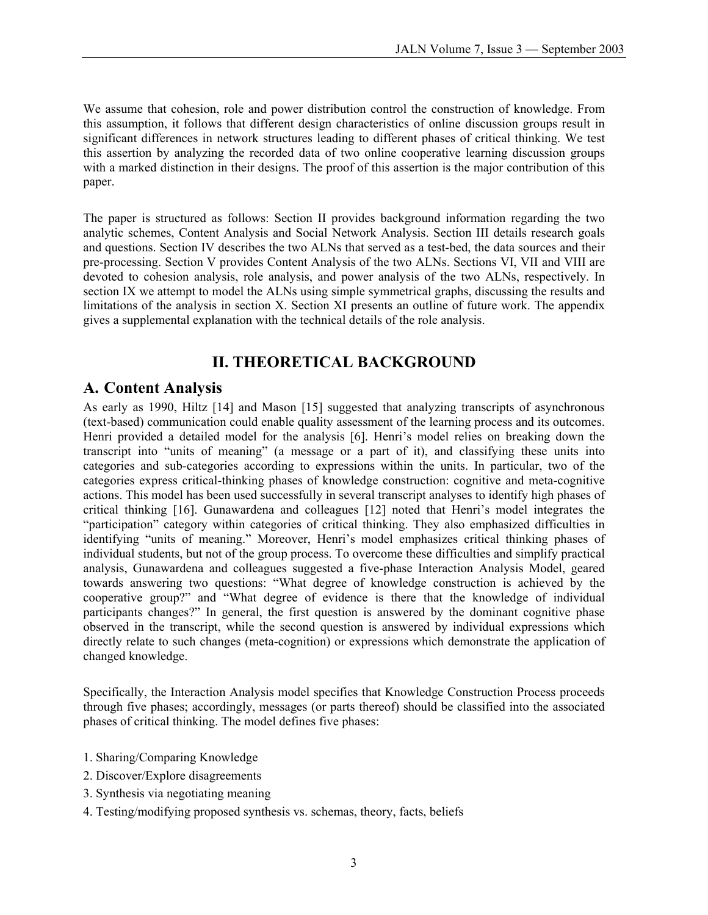We assume that cohesion, role and power distribution control the construction of knowledge. From this assumption, it follows that different design characteristics of online discussion groups result in significant differences in network structures leading to different phases of critical thinking. We test this assertion by analyzing the recorded data of two online cooperative learning discussion groups with a marked distinction in their designs. The proof of this assertion is the major contribution of this paper.

The paper is structured as follows: Section II provides background information regarding the two analytic schemes, Content Analysis and Social Network Analysis. Section III details research goals and questions. Section IV describes the two ALNs that served as a test-bed, the data sources and their pre-processing. Section V provides Content Analysis of the two ALNs. Sections VI, VII and VIII are devoted to cohesion analysis, role analysis, and power analysis of the two ALNs, respectively. In section IX we attempt to model the ALNs using simple symmetrical graphs, discussing the results and limitations of the analysis in section X. Section XI presents an outline of future work. The appendix gives a supplemental explanation with the technical details of the role analysis.

# II. THEORETICAL BACKGROUND

## A. Content Analysis

As early as 1990, Hiltz [14] and Mason [15] suggested that analyzing transcripts of asynchronous (text-based) communication could enable quality assessment of the learning process and its outcomes. Henri provided a detailed model for the analysis [6]. Henri's model relies on breaking down the transcript into "units of meaning" (a message or a part of it), and classifying these units into categories and sub-categories according to expressions within the units. In particular, two of the categories express critical-thinking phases of knowledge construction: cognitive and meta-cognitive actions. This model has been used successfully in several transcript analyses to identify high phases of critical thinking [16]. Gunawardena and colleagues [12] noted that Henri's model integrates the "participation" category within categories of critical thinking. They also emphasized difficulties in identifying "units of meaning." Moreover, Henri's model emphasizes critical thinking phases of individual students, but not of the group process. To overcome these difficulties and simplify practical analysis, Gunawardena and colleagues suggested a five-phase Interaction Analysis Model, geared towards answering two questions: "What degree of knowledge construction is achieved by the cooperative group?" and "What degree of evidence is there that the knowledge of individual participants changes?" In general, the first question is answered by the dominant cognitive phase observed in the transcript, while the second question is answered by individual expressions which directly relate to such changes (meta-cognition) or expressions which demonstrate the application of changed knowledge.

Specifically, the Interaction Analysis model specifies that Knowledge Construction Process proceeds through five phases; accordingly, messages (or parts thereof) should be classified into the associated phases of critical thinking. The model defines five phases:

1. Sharing/Comparing Knowledge
2. Discover/Explore disagreements
3. Synthesis via negotiating meaning
4. Testing/modifying proposed synthesis vs. schemas, theory, facts, beliefs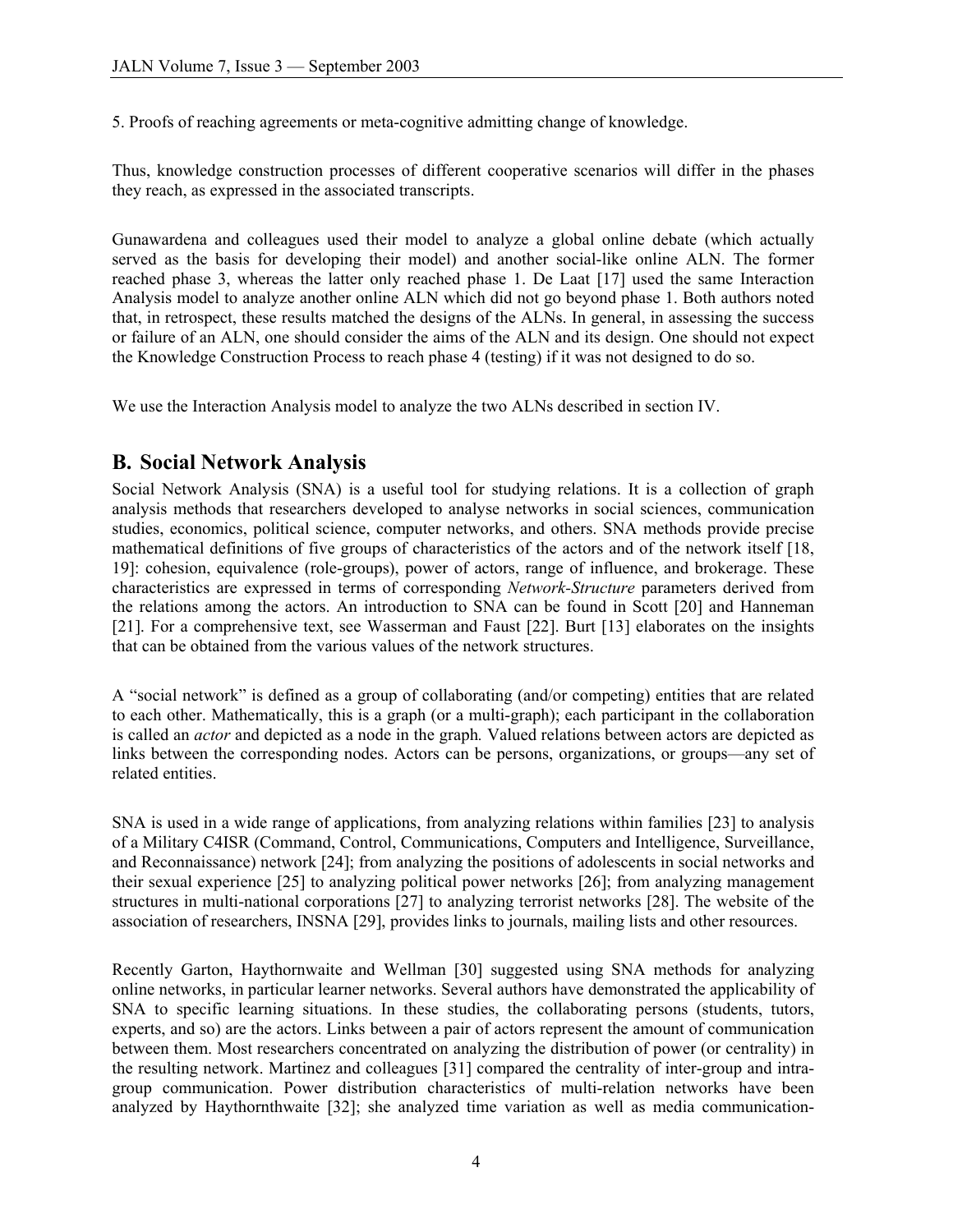5. Proofs of reaching agreements or meta-cognitive admitting change of knowledge.

Thus, knowledge construction processes of different cooperative scenarios will differ in the phases they reach, as expressed in the associated transcripts.

Gunawardena and colleagues used their model to analyze a global online debate (which actually served as the basis for developing their model) and another social-like online ALN. The former reached phase 3, whereas the latter only reached phase 1. De Laat [17] used the same Interaction Analysis model to analyze another online ALN which did not go beyond phase 1. Both authors noted that, in retrospect, these results matched the designs of the ALNs. In general, in assessing the success or failure of an ALN, one should consider the aims of the ALN and its design. One should not expect the Knowledge Construction Process to reach phase 4 (testing) if it was not designed to do so.

We use the Interaction Analysis model to analyze the two ALNs described in section IV.

## B. Social Network Analysis

Social Network Analysis (SNA) is a useful tool for studying relations. It is a collection of graph analysis methods that researchers developed to analyse networks in social sciences, communication studies, economics, political science, computer networks, and others. SNA methods provide precise mathematical definitions of five groups of characteristics of the actors and of the network itself [18, 19]: cohesion, equivalence (role-groups), power of actors, range of influence, and brokerage. These characteristics are expressed in terms of corresponding *Network-Structure* parameters derived from the relations among the actors. An introduction to SNA can be found in Scott [20] and Hanneman [21]. For a comprehensive text, see Wasserman and Faust [22]. Burt [13] elaborates on the insights that can be obtained from the various values of the network structures.

A "social network" is defined as a group of collaborating (and/or competing) entities that are related to each other. Mathematically, this is a graph (or a multi-graph); each participant in the collaboration is called an *actor* and depicted as a node in the graph. Valued relations between actors are depicted as links between the corresponding nodes. Actors can be persons, organizations, or groups—any set of related entities.

SNA is used in a wide range of applications, from analyzing relations within families [23] to analysis of a Military C4ISR (Command, Control, Communications, Computers and Intelligence, Surveillance, and Reconnaissance) network [24]; from analyzing the positions of adolescents in social networks and their sexual experience [25] to analyzing political power networks [26]; from analyzing management structures in multi-national corporations [27] to analyzing terrorist networks [28]. The website of the association of researchers, INSNA [29], provides links to journals, mailing lists and other resources.

Recently Garton, Haythornwaite and Wellman [30] suggested using SNA methods for analyzing online networks, in particular learner networks. Several authors have demonstrated the applicability of SNA to specific learning situations. In these studies, the collaborating persons (students, tutors, experts, and so) are the actors. Links between a pair of actors represent the amount of communication between them. Most researchers concentrated on analyzing the distribution of power (or centrality) in the resulting network. Martinez and colleagues [31] compared the centrality of inter-group and intra-group communication. Power distribution characteristics of multi-relation networks have been analyzed by Haythornthwaite [32]; she analyzed time variation as well as media communication-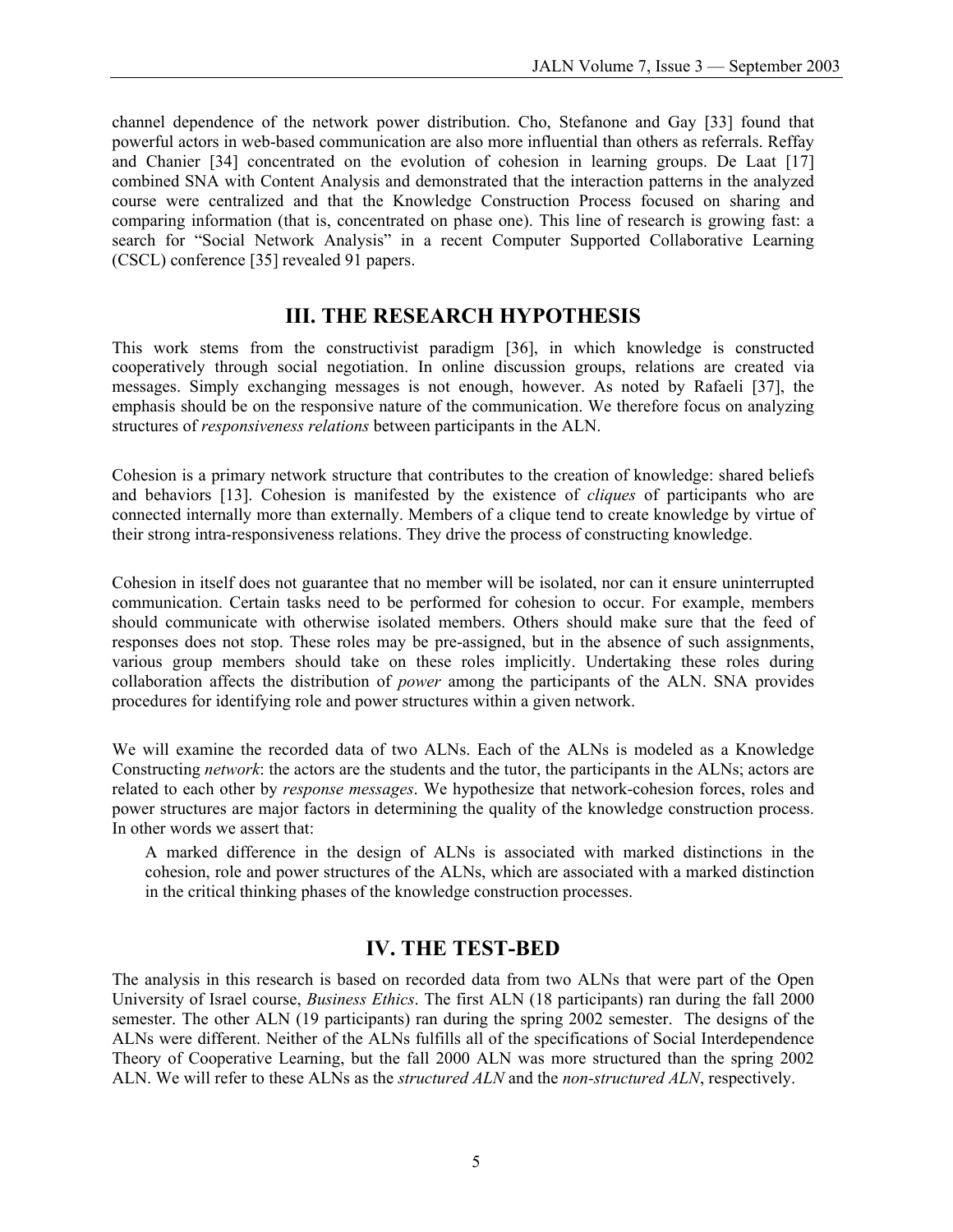channel dependence of the network power distribution. Cho, Stefanone and Gay [33] found that powerful actors in web-based communication are also more influential than others as referrals. Reffay and Chanier [34] concentrated on the evolution of cohesion in learning groups. De Laat [17] combined SNA with Content Analysis and demonstrated that the interaction patterns in the analyzed course were centralized and that the Knowledge Construction Process focused on sharing and comparing information (that is, concentrated on phase one). This line of research is growing fast: a search for "Social Network Analysis" in a recent Computer Supported Collaborative Learning (CSCL) conference [35] revealed 91 papers.

## III. THE RESEARCH HYPOTHESIS

This work stems from the constructivist paradigm [36], in which knowledge is constructed cooperatively through social negotiation. In online discussion groups, relations are created via messages. Simply exchanging messages is not enough, however. As noted by Rafaeli [37], the emphasis should be on the responsive nature of the communication. We therefore focus on analyzing structures of *responsiveness relations* between participants in the ALN.

Cohesion is a primary network structure that contributes to the creation of knowledge: shared beliefs and behaviors [13]. Cohesion is manifested by the existence of *cliques* of participants who are connected internally more than externally. Members of a clique tend to create knowledge by virtue of their strong intra-responsiveness relations. They drive the process of constructing knowledge.

Cohesion in itself does not guarantee that no member will be isolated, nor can it ensure uninterrupted communication. Certain tasks need to be performed for cohesion to occur. For example, members should communicate with otherwise isolated members. Others should make sure that the feed of responses does not stop. These roles may be pre-assigned, but in the absence of such assignments, various group members should take on these roles implicitly. Undertaking these roles during collaboration affects the distribution of *power* among the participants of the ALN. SNA provides procedures for identifying role and power structures within a given network.

We will examine the recorded data of two ALNs. Each of the ALNs is modeled as a Knowledge Constructing *network*: the actors are the students and the tutor, the participants in the ALNs; actors are related to each other by *response messages*. We hypothesize that network-cohesion forces, roles and power structures are major factors in determining the quality of the knowledge construction process. In other words we assert that:

> A marked difference in the design of ALNs is associated with marked distinctions in the cohesion, role and power structures of the ALNs, which are associated with a marked distinction in the critical thinking phases of the knowledge construction processes.

## IV. THE TEST-BED

The analysis in this research is based on recorded data from two ALNs that were part of the Open University of Israel course, *Business Ethics*. The first ALN (18 participants) ran during the fall 2000 semester. The other ALN (19 participants) ran during the spring 2002 semester. The designs of the ALNs were different. Neither of the ALNs fulfills all of the specifications of Social Interdependence Theory of Cooperative Learning, but the fall 2000 ALN was more structured than the spring 2002 ALN. We will refer to these ALNs as the *structured ALN* and the *non-structured ALN*, respectively.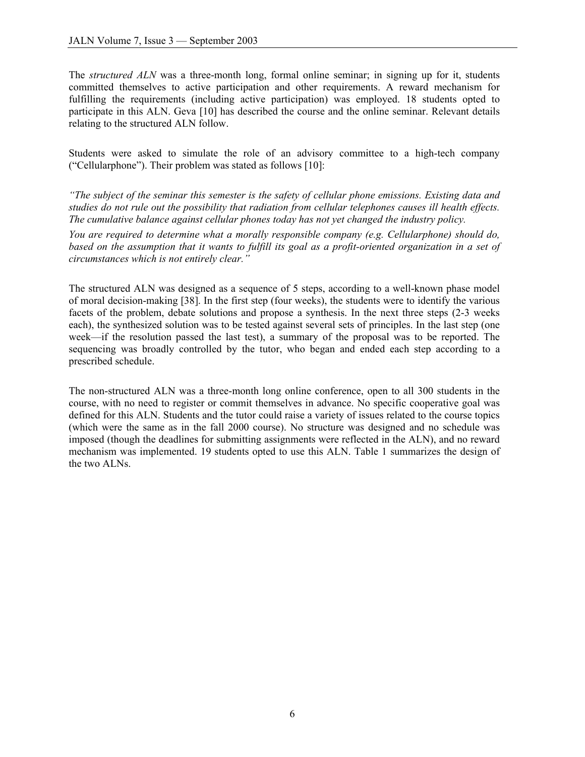The *structured ALN* was a three-month long, formal online seminar; in signing up for it, students committed themselves to active participation and other requirements. A reward mechanism for fulfilling the requirements (including active participation) was employed. 18 students opted to participate in this ALN. Geva [10] has described the course and the online seminar. Relevant details relating to the structured ALN follow.

Students were asked to simulate the role of an advisory committee to a high-tech company ("Cellularphone"). Their problem was stated as follows [10]:

*"The subject of the seminar this semester is the safety of cellular phone emissions. Existing data and studies do not rule out the possibility that radiation from cellular telephones causes ill health effects. The cumulative balance against cellular phones today has not yet changed the industry policy.*

*You are required to determine what a morally responsible company (e.g. Cellularphone) should do, based on the assumption that it wants to fulfill its goal as a profit-oriented organization in a set of circumstances which is not entirely clear."*

The structured ALN was designed as a sequence of 5 steps, according to a well-known phase model of moral decision-making [38]. In the first step (four weeks), the students were to identify the various facets of the problem, debate solutions and propose a synthesis. In the next three steps (2-3 weeks each), the synthesized solution was to be tested against several sets of principles. In the last step (one week—if the resolution passed the last test), a summary of the proposal was to be reported. The sequencing was broadly controlled by the tutor, who began and ended each step according to a prescribed schedule.

The non-structured ALN was a three-month long online conference, open to all 300 students in the course, with no need to register or commit themselves in advance. No specific cooperative goal was defined for this ALN. Students and the tutor could raise a variety of issues related to the course topics (which were the same as in the fall 2000 course). No structure was designed and no schedule was imposed (though the deadlines for submitting assignments were reflected in the ALN), and no reward mechanism was implemented. 19 students opted to use this ALN. Table 1 summarizes the design of the two ALNs.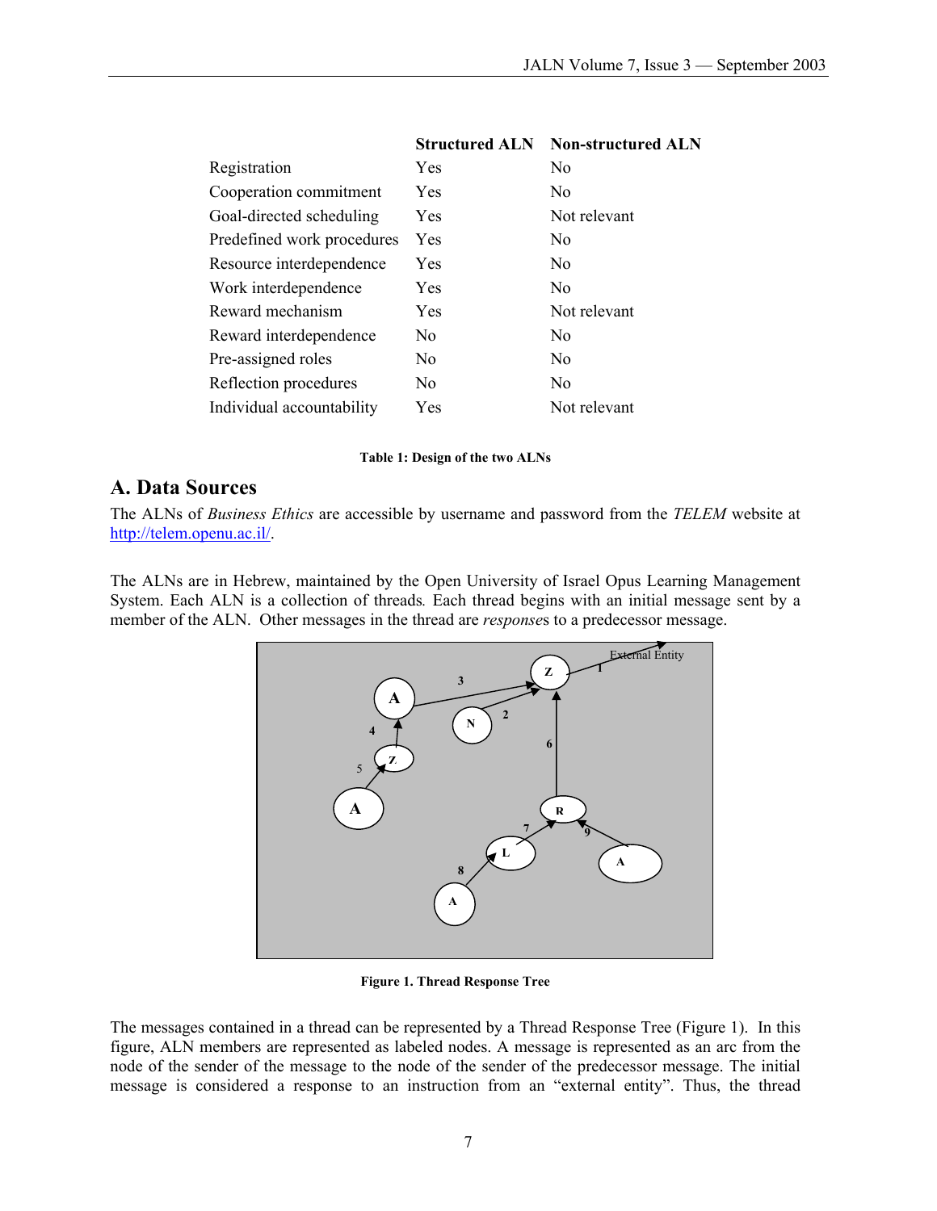| | Structured ALN | Non-structured ALN |
|---|---|---|
| Registration | Yes | No |
| Cooperation commitment | Yes | No |
| Goal-directed scheduling | Yes | Not relevant |
| Predefined work procedures | Yes | No |
| Resource interdependence | Yes | No |
| Work interdependence | Yes | No |
| Reward mechanism | Yes | Not relevant |
| Reward interdependence | No | No |
| Pre-assigned roles | No | No |
| Reflection procedures | No | No |
| Individual accountability | Yes | Not relevant |

**Table 1: Design of the two ALNs**

## A. Data Sources

The ALNs of *Business Ethics* are accessible by username and password from the *TELEM* website at http://telem.openu.ac.il/.

The ALNs are in Hebrew, maintained by the Open University of Israel Opus Learning Management System. Each ALN is a collection of threads*.* Each thread begins with an initial message sent by a member of the ALN. Other messages in the thread are *response*s to a predecessor message.

**Figure 1. Thread Response Tree**

The messages contained in a thread can be represented by a Thread Response Tree (Figure 1). In this figure, ALN members are represented as labeled nodes. A message is represented as an arc from the node of the sender of the message to the node of the sender of the predecessor message. The initial message is considered a response to an instruction from an "external entity". Thus, the thread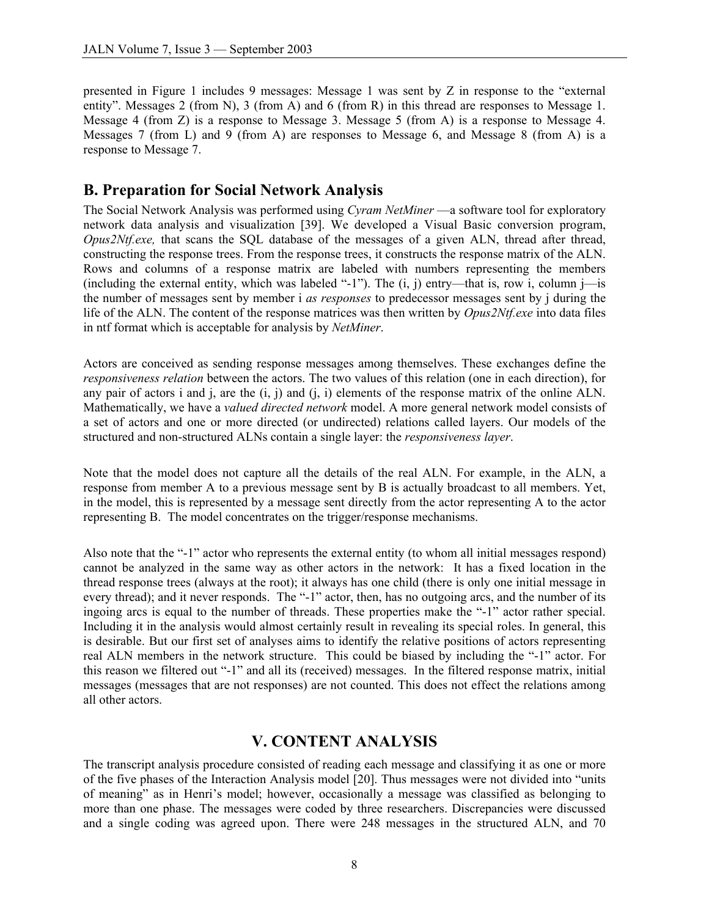presented in Figure 1 includes 9 messages: Message 1 was sent by Z in response to the "external entity". Messages 2 (from N), 3 (from A) and 6 (from R) in this thread are responses to Message 1. Message 4 (from Z) is a response to Message 3. Message 5 (from A) is a response to Message 4. Messages 7 (from L) and 9 (from A) are responses to Message 6, and Message 8 (from A) is a response to Message 7.

## B. Preparation for Social Network Analysis

The Social Network Analysis was performed using *Cyram NetMiner* —a software tool for exploratory network data analysis and visualization [39]. We developed a Visual Basic conversion program, *Opus2Ntf.exe,* that scans the SQL database of the messages of a given ALN, thread after thread, constructing the response trees. From the response trees, it constructs the response matrix of the ALN. Rows and columns of a response matrix are labeled with numbers representing the members (including the external entity, which was labeled "-1"). The (i, j) entry—that is, row i, column j—is the number of messages sent by member i *as responses* to predecessor messages sent by j during the life of the ALN. The content of the response matrices was then written by *Opus2Ntf.exe* into data files in ntf format which is acceptable for analysis by *NetMiner*.

Actors are conceived as sending response messages among themselves. These exchanges define the *responsiveness relation* between the actors. The two values of this relation (one in each direction), for any pair of actors i and j, are the (i, j) and (j, i) elements of the response matrix of the online ALN. Mathematically, we have a *valued directed network* model. A more general network model consists of a set of actors and one or more directed (or undirected) relations called layers. Our models of the structured and non-structured ALNs contain a single layer: the *responsiveness layer*.

Note that the model does not capture all the details of the real ALN. For example, in the ALN, a response from member A to a previous message sent by B is actually broadcast to all members. Yet, in the model, this is represented by a message sent directly from the actor representing A to the actor representing B. The model concentrates on the trigger/response mechanisms.

Also note that the "-1" actor who represents the external entity (to whom all initial messages respond) cannot be analyzed in the same way as other actors in the network: It has a fixed location in the thread response trees (always at the root); it always has one child (there is only one initial message in every thread); and it never responds. The "-1" actor, then, has no outgoing arcs, and the number of its ingoing arcs is equal to the number of threads. These properties make the "-1" actor rather special. Including it in the analysis would almost certainly result in revealing its special roles. In general, this is desirable. But our first set of analyses aims to identify the relative positions of actors representing real ALN members in the network structure. This could be biased by including the "-1" actor. For this reason we filtered out "-1" and all its (received) messages. In the filtered response matrix, initial messages (messages that are not responses) are not counted. This does not effect the relations among all other actors.

# V. CONTENT ANALYSIS

The transcript analysis procedure consisted of reading each message and classifying it as one or more of the five phases of the Interaction Analysis model [20]. Thus messages were not divided into "units of meaning" as in Henri's model; however, occasionally a message was classified as belonging to more than one phase. The messages were coded by three researchers. Discrepancies were discussed and a single coding was agreed upon. There were 248 messages in the structured ALN, and 70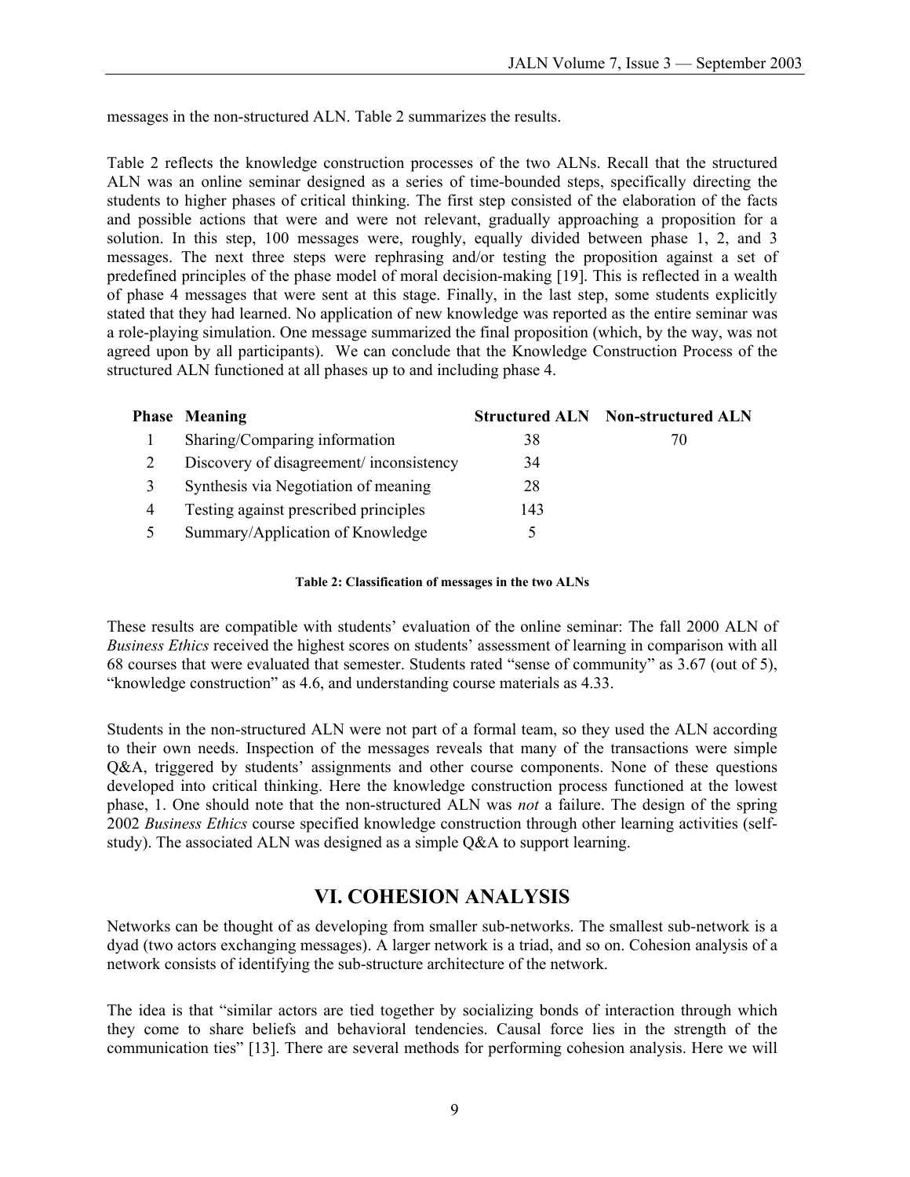messages in the non-structured ALN. Table 2 summarizes the results.

Table 2 reflects the knowledge construction processes of the two ALNs. Recall that the structured ALN was an online seminar designed as a series of time-bounded steps, specifically directing the students to higher phases of critical thinking. The first step consisted of the elaboration of the facts and possible actions that were and were not relevant, gradually approaching a proposition for a solution. In this step, 100 messages were, roughly, equally divided between phase 1, 2, and 3 messages. The next three steps were rephrasing and/or testing the proposition against a set of predefined principles of the phase model of moral decision-making [19]. This is reflected in a wealth of phase 4 messages that were sent at this stage. Finally, in the last step, some students explicitly stated that they had learned. No application of new knowledge was reported as the entire seminar was a role-playing simulation. One message summarized the final proposition (which, by the way, was not agreed upon by all participants). We can conclude that the Knowledge Construction Process of the structured ALN functioned at all phases up to and including phase 4.

| Phase | Meaning | Structured ALN | Non-structured ALN |
|---|---|---|---|
| 1 | Sharing/Comparing information | 38 | 70 |
| 2 | Discovery of disagreement/ inconsistency | 34 | |
| 3 | Synthesis via Negotiation of meaning | 28 | |
| 4 | Testing against prescribed principles | 143 | |
| 5 | Summary/Application of Knowledge | 5 | |

**Table 2: Classification of messages in the two ALNs**

These results are compatible with students' evaluation of the online seminar: The fall 2000 ALN of *Business Ethics* received the highest scores on students' assessment of learning in comparison with all 68 courses that were evaluated that semester. Students rated "sense of community" as 3.67 (out of 5), "knowledge construction" as 4.6, and understanding course materials as 4.33.

Students in the non-structured ALN were not part of a formal team, so they used the ALN according to their own needs. Inspection of the messages reveals that many of the transactions were simple Q&A, triggered by students' assignments and other course components. None of these questions developed into critical thinking. Here the knowledge construction process functioned at the lowest phase, 1. One should note that the non-structured ALN was *not* a failure. The design of the spring 2002 *Business Ethics* course specified knowledge construction through other learning activities (self-study). The associated ALN was designed as a simple Q&A to support learning.

## VI. COHESION ANALYSIS

Networks can be thought of as developing from smaller sub-networks. The smallest sub-network is a dyad (two actors exchanging messages). A larger network is a triad, and so on. Cohesion analysis of a network consists of identifying the sub-structure architecture of the network.

The idea is that "similar actors are tied together by socializing bonds of interaction through which they come to share beliefs and behavioral tendencies. Causal force lies in the strength of the communication ties" [13]. There are several methods for performing cohesion analysis. Here we will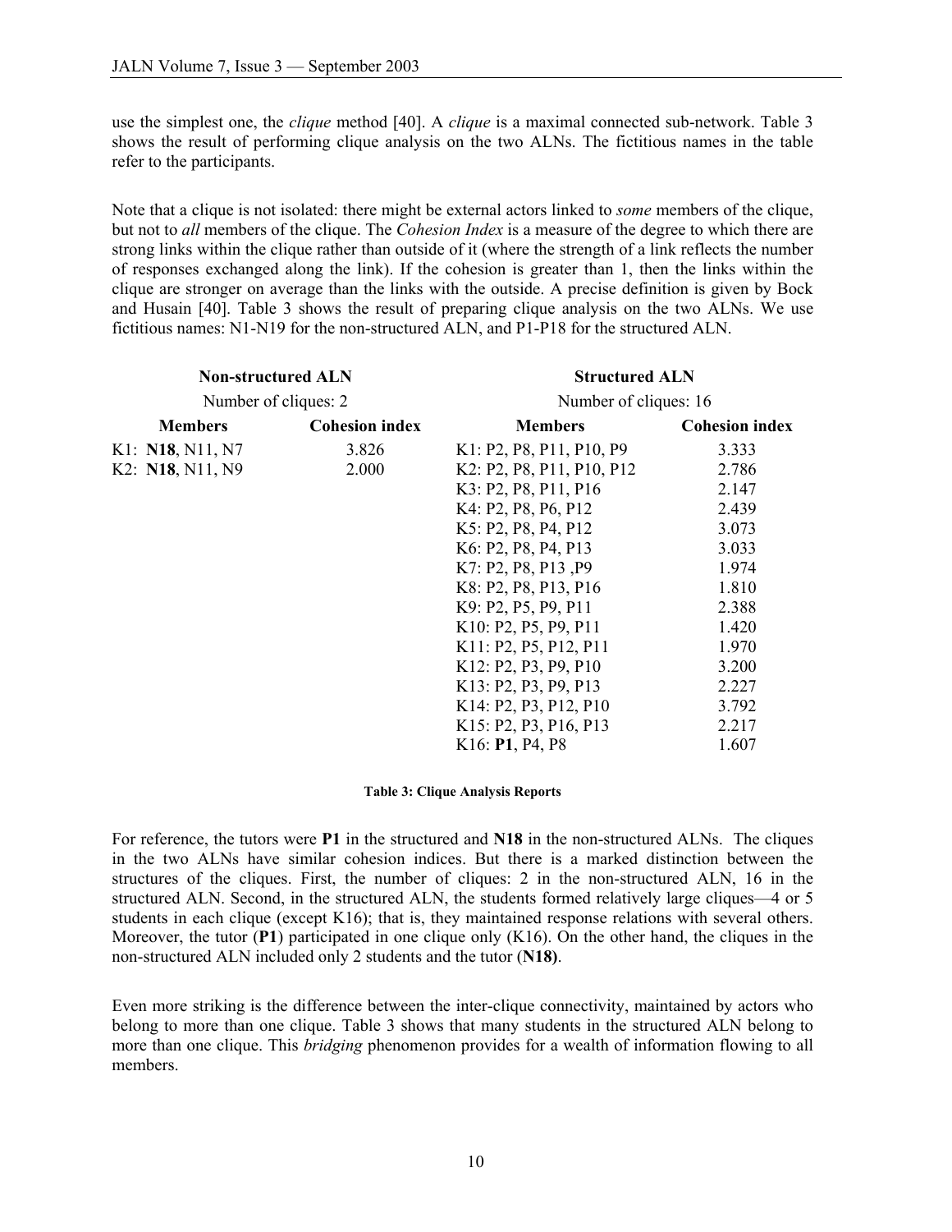use the simplest one, the *clique* method [40]. A *clique* is a maximal connected sub-network. Table 3 shows the result of performing clique analysis on the two ALNs. The fictitious names in the table refer to the participants.

Note that a clique is not isolated: there might be external actors linked to *some* members of the clique, but not to *all* members of the clique. The *Cohesion Index* is a measure of the degree to which there are strong links within the clique rather than outside of it (where the strength of a link reflects the number of responses exchanged along the link). If the cohesion is greater than 1, then the links within the clique are stronger on average than the links with the outside. A precise definition is given by Bock and Husain [40]. Table 3 shows the result of preparing clique analysis on the two ALNs. We use fictitious names: N1-N19 for the non-structured ALN, and P1-P18 for the structured ALN.

| **Non-structured ALN** | | **Structured ALN** | |
|---|---|---|---|
| Number of cliques: 2 | | Number of cliques: 16 | |
| **Members** | **Cohesion index** | **Members** | **Cohesion index** |
| K1: **N18**, N11, N7 | 3.826 | K1: P2, P8, P11, P10, P9 | 3.333 |
| K2: **N18**, N11, N9 | 2.000 | K2: P2, P8, P11, P10, P12 | 2.786 |
| | | K3: P2, P8, P11, P16 | 2.147 |
| | | K4: P2, P8, P6, P12 | 2.439 |
| | | K5: P2, P8, P4, P12 | 3.073 |
| | | K6: P2, P8, P4, P13 | 3.033 |
| | | K7: P2, P8, P13 ,P9 | 1.974 |
| | | K8: P2, P8, P13, P16 | 1.810 |
| | | K9: P2, P5, P9, P11 | 2.388 |
| | | K10: P2, P5, P9, P11 | 1.420 |
| | | K11: P2, P5, P12, P11 | 1.970 |
| | | K12: P2, P3, P9, P10 | 3.200 |
| | | K13: P2, P3, P9, P13 | 2.227 |
| | | K14: P2, P3, P12, P10 | 3.792 |
| | | K15: P2, P3, P16, P13 | 2.217 |
| | | K16: **P1**, P4, P8 | 1.607 |

**Table 3: Clique Analysis Reports**

For reference, the tutors were **P1** in the structured and **N18** in the non-structured ALNs. The cliques in the two ALNs have similar cohesion indices. But there is a marked distinction between the structures of the cliques. First, the number of cliques: 2 in the non-structured ALN, 16 in the structured ALN. Second, in the structured ALN, the students formed relatively large cliques—4 or 5 students in each clique (except K16); that is, they maintained response relations with several others. Moreover, the tutor (**P1**) participated in one clique only (K16). On the other hand, the cliques in the non-structured ALN included only 2 students and the tutor (**N18)**.

Even more striking is the difference between the inter-clique connectivity, maintained by actors who belong to more than one clique. Table 3 shows that many students in the structured ALN belong to more than one clique. This *bridging* phenomenon provides for a wealth of information flowing to all members.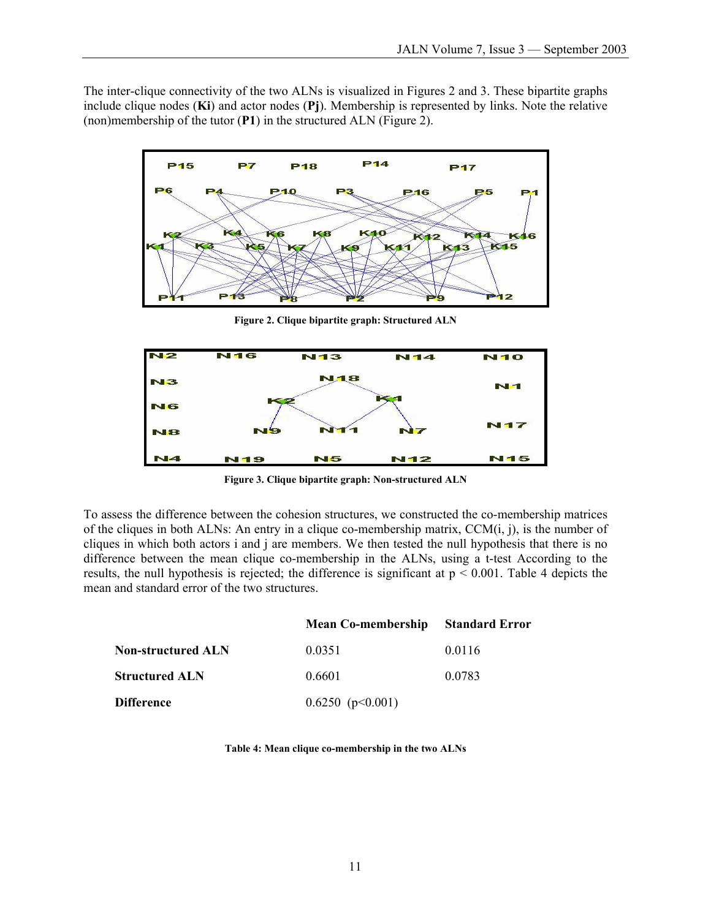The inter-clique connectivity of the two ALNs is visualized in Figures 2 and 3. These bipartite graphs include clique nodes (**Ki**) and actor nodes (**Pj**). Membership is represented by links. Note the relative (non)membership of the tutor (**P1**) in the structured ALN (Figure 2).

**Figure 2. Clique bipartite graph: Structured ALN**

**Figure 3. Clique bipartite graph: Non-structured ALN**

To assess the difference between the cohesion structures, we constructed the co-membership matrices of the cliques in both ALNs: An entry in a clique co-membership matrix, CCM(i, j), is the number of cliques in which both actors i and j are members. We then tested the null hypothesis that there is no difference between the mean clique co-membership in the ALNs, using a t-test According to the results, the null hypothesis is rejected; the difference is significant at $p < 0.001$. Table 4 depicts the mean and standard error of the two structures.

| | Mean Co-membership | Standard Error |
|---|---|---|
| **Non-structured ALN** | 0.0351 | 0.0116 |
| **Structured ALN** | 0.6601 | 0.0783 |
| **Difference** | 0.6250 ($p<0.001$) | |

**Table 4: Mean clique co-membership in the two ALNs**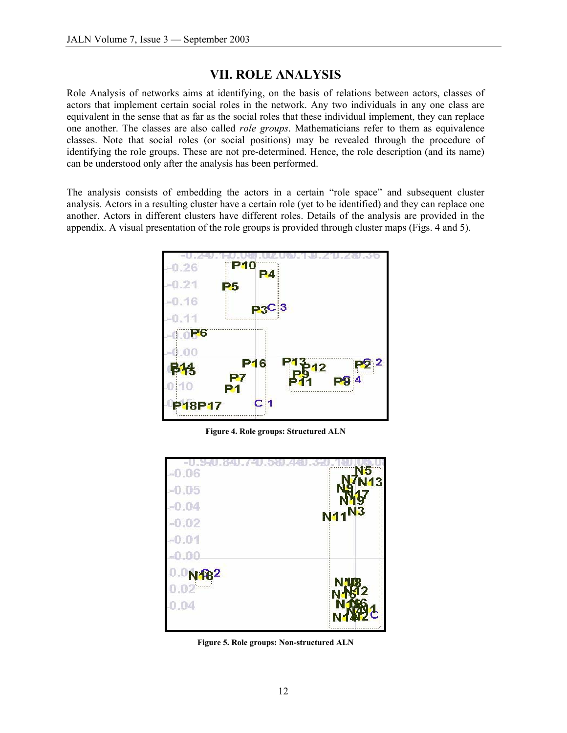## VII. ROLE ANALYSIS

Role Analysis of networks aims at identifying, on the basis of relations between actors, classes of actors that implement certain social roles in the network. Any two individuals in any one class are equivalent in the sense that as far as the social roles that these individual implement, they can replace one another. The classes are also called *role groups*. Mathematicians refer to them as equivalence classes. Note that social roles (or social positions) may be revealed through the procedure of identifying the role groups. These are not pre-determined. Hence, the role description (and its name) can be understood only after the analysis has been performed.

The analysis consists of embedding the actors in a certain "role space" and subsequent cluster analysis. Actors in a resulting cluster have a certain role (yet to be identified) and they can replace one another. Actors in different clusters have different roles. Details of the analysis are provided in the appendix. A visual presentation of the role groups is provided through cluster maps (Figs. 4 and 5).

**Figure 4. Role groups: Structured ALN**

**Figure 5. Role groups: Non-structured ALN**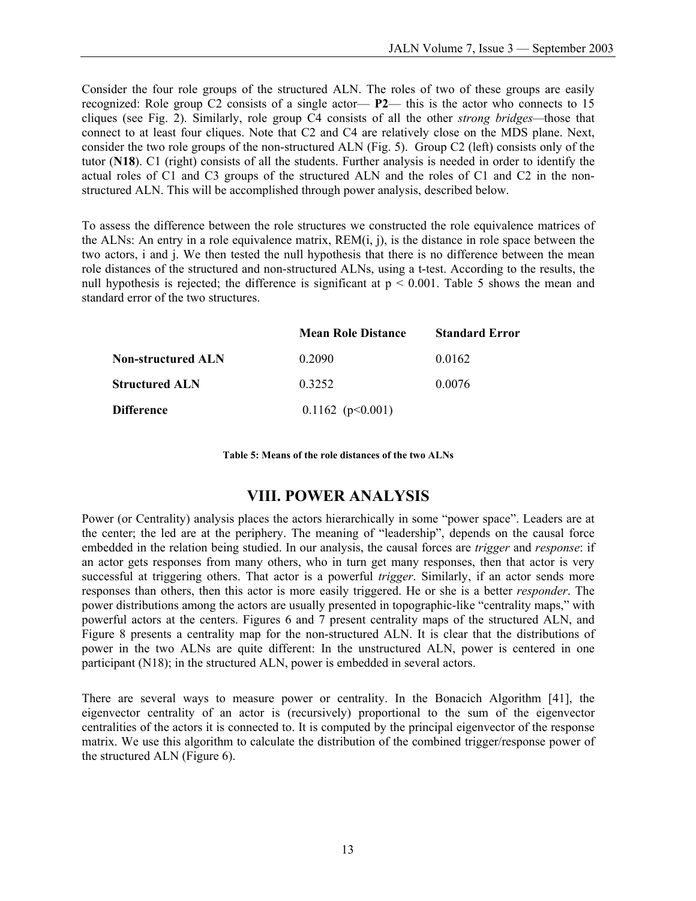Consider the four role groups of the structured ALN. The roles of two of these groups are easily recognized: Role group C2 consists of a single actor— **P2**— this is the actor who connects to 15 cliques (see Fig. 2). Similarly, role group C4 consists of all the other *strong bridges*—those that connect to at least four cliques. Note that C2 and C4 are relatively close on the MDS plane. Next, consider the two role groups of the non-structured ALN (Fig. 5). Group C2 (left) consists only of the tutor (**N18**). C1 (right) consists of all the students. Further analysis is needed in order to identify the actual roles of C1 and C3 groups of the structured ALN and the roles of C1 and C2 in the non-structured ALN. This will be accomplished through power analysis, described below.

To assess the difference between the role structures we constructed the role equivalence matrices of the ALNs: An entry in a role equivalence matrix, REM(i, j), is the distance in role space between the two actors, i and j. We then tested the null hypothesis that there is no difference between the mean role distances of the structured and non-structured ALNs, using a t-test. According to the results, the null hypothesis is rejected; the difference is significant at $p < 0.001$. Table 5 shows the mean and standard error of the two structures.

| | **Mean Role Distance** | **Standard Error** |
|---|---|---|
| **Non-structured ALN** | 0.2090 | 0.0162 |
| **Structured ALN** | 0.3252 | 0.0076 |
| **Difference** | 0.1162 ($p<0.001$) | |

**Table 5: Means of the role distances of the two ALNs**

## VIII. POWER ANALYSIS

Power (or Centrality) analysis places the actors hierarchically in some "power space". Leaders are at the center; the led are at the periphery. The meaning of "leadership", depends on the causal force embedded in the relation being studied. In our analysis, the causal forces are *trigger* and *response*: if an actor gets responses from many others, who in turn get many responses, then that actor is very successful at triggering others. That actor is a powerful *trigger*. Similarly, if an actor sends more responses than others, then this actor is more easily triggered. He or she is a better *responder*. The power distributions among the actors are usually presented in topographic-like "centrality maps," with powerful actors at the centers. Figures 6 and 7 present centrality maps of the structured ALN, and Figure 8 presents a centrality map for the non-structured ALN. It is clear that the distributions of power in the two ALNs are quite different: In the unstructured ALN, power is centered in one participant (N18); in the structured ALN, power is embedded in several actors.

There are several ways to measure power or centrality. In the Bonacich Algorithm [41], the eigenvector centrality of an actor is (recursively) proportional to the sum of the eigenvector centralities of the actors it is connected to. It is computed by the principal eigenvector of the response matrix. We use this algorithm to calculate the distribution of the combined trigger/response power of the structured ALN (Figure 6).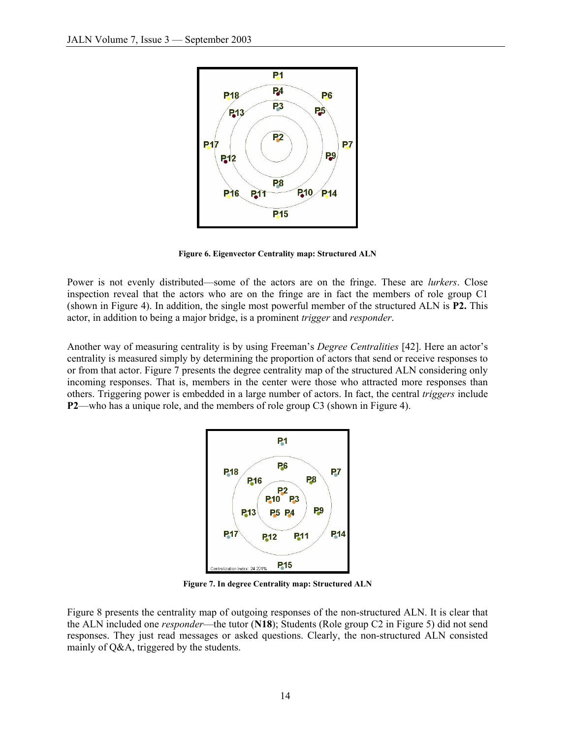Figure 6. Eigenvector Centrality map: Structured ALN

Power is not evenly distributed—some of the actors are on the fringe. These are *lurkers*. Close inspection reveal that the actors who are on the fringe are in fact the members of role group C1 (shown in Figure 4). In addition, the single most powerful member of the structured ALN is **P2.** This actor, in addition to being a major bridge, is a prominent *trigger* and *responder*.

Another way of measuring centrality is by using Freeman's *Degree Centralities* [42]. Here an actor's centrality is measured simply by determining the proportion of actors that send or receive responses to or from that actor. Figure 7 presents the degree centrality map of the structured ALN considering only incoming responses. That is, members in the center were those who attracted more responses than others. Triggering power is embedded in a large number of actors. In fact, the central *triggers* include **P2**—who has a unique role, and the members of role group C3 (shown in Figure 4).

Figure 7. In degree Centrality map: Structured ALN

Figure 8 presents the centrality map of outgoing responses of the non-structured ALN. It is clear that the ALN included one *responder*—the tutor (**N18**); Students (Role group C2 in Figure 5) did not send responses. They just read messages or asked questions. Clearly, the non-structured ALN consisted mainly of Q&A, triggered by the students.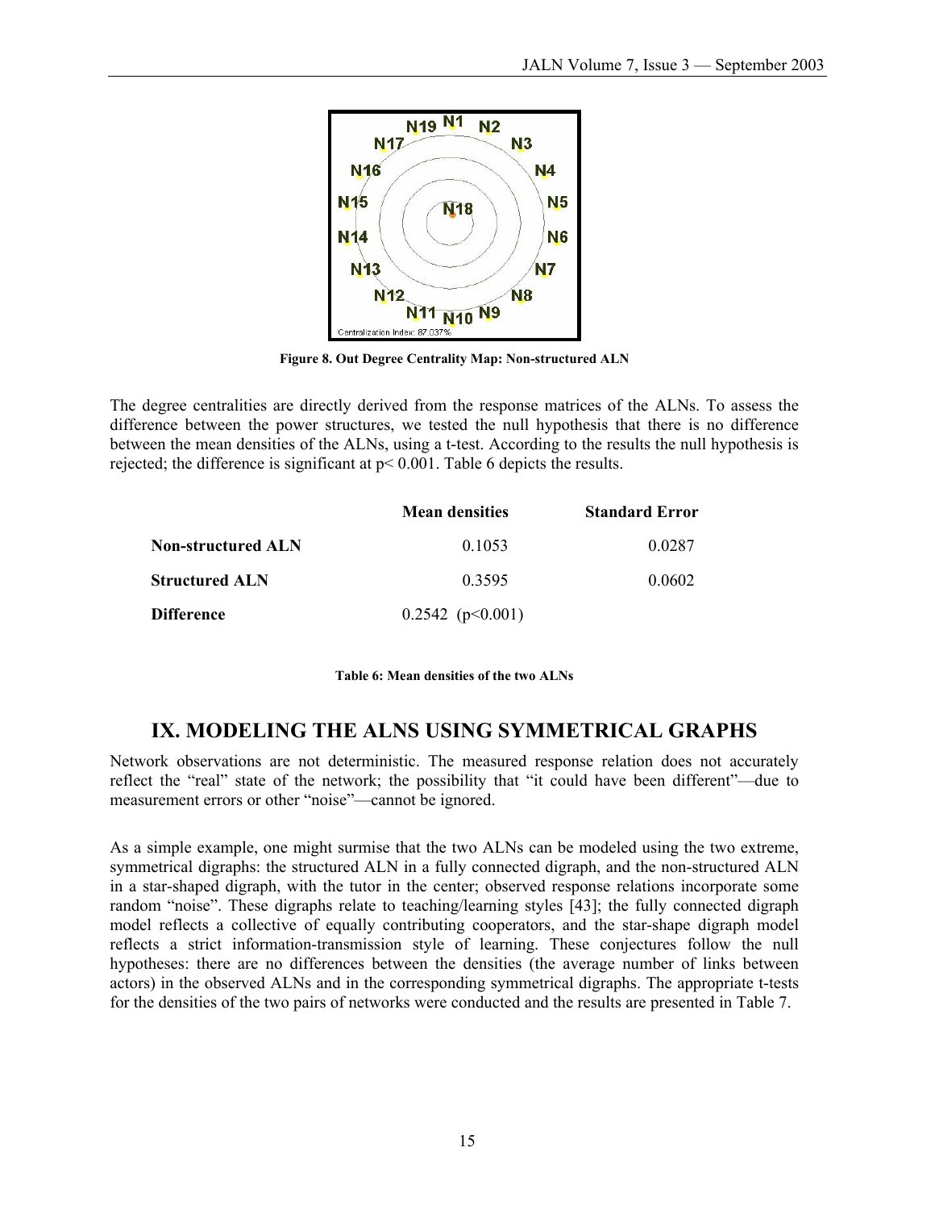Figure 8. Out Degree Centrality Map: Non-structured ALN

The degree centralities are directly derived from the response matrices of the ALNs. To assess the difference between the power structures, we tested the null hypothesis that there is no difference between the mean densities of the ALNs, using a t-test. According to the results the null hypothesis is rejected; the difference is significant at $p < 0.001$. Table 6 depicts the results.

| | Mean densities | Standard Error |
|---|---|---|
| **Non-structured ALN** | 0.1053 | 0.0287 |
| **Structured ALN** | 0.3595 | 0.0602 |
| **Difference** | 0.2542 ($p<0.001$) | |

**Table 6: Mean densities of the two ALNs**

## IX. MODELING THE ALNS USING SYMMETRICAL GRAPHS

Network observations are not deterministic. The measured response relation does not accurately reflect the "real" state of the network; the possibility that "it could have been different"—due to measurement errors or other "noise"—cannot be ignored.

As a simple example, one might surmise that the two ALNs can be modeled using the two extreme, symmetrical digraphs: the structured ALN in a fully connected digraph, and the non-structured ALN in a star-shaped digraph, with the tutor in the center; observed response relations incorporate some random "noise". These digraphs relate to teaching/learning styles [43]; the fully connected digraph model reflects a collective of equally contributing cooperators, and the star-shape digraph model reflects a strict information-transmission style of learning. These conjectures follow the null hypotheses: there are no differences between the densities (the average number of links between actors) in the observed ALNs and in the corresponding symmetrical digraphs. The appropriate t-tests for the densities of the two pairs of networks were conducted and the results are presented in Table 7.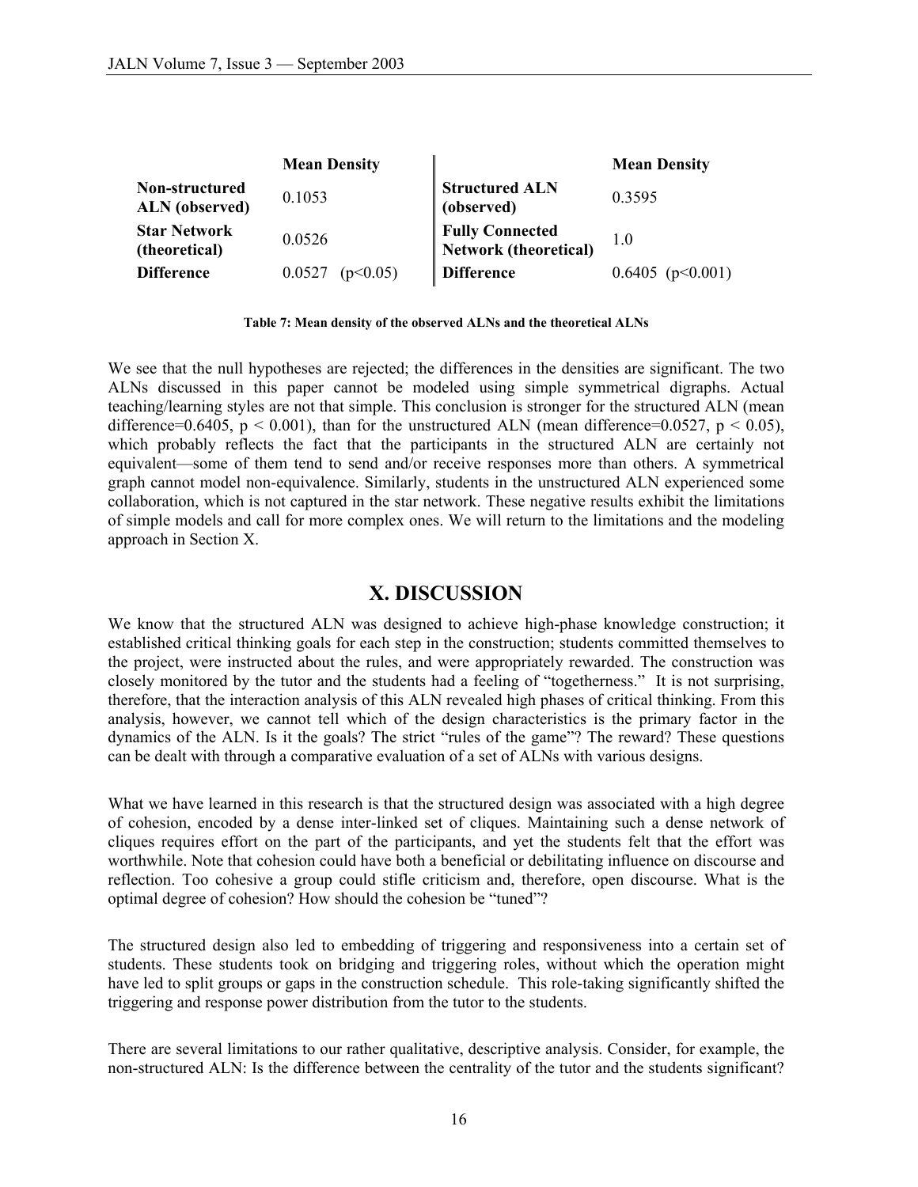| | Mean Density | | Mean Density |
|---|---|---|---|
| **Non-structured ALN (observed)** | 0.1053 | **Structured ALN (observed)** | 0.3595 |
| **Star Network (theoretical)** | 0.0526 | **Fully Connected Network (theoretical)** | 1.0 |
| **Difference** | 0.0527 ($p<0.05$) | **Difference** | 0.6405 ($p<0.001$) |

**Table 7: Mean density of the observed ALNs and the theoretical ALNs**

We see that the null hypotheses are rejected; the differences in the densities are significant. The two ALNs discussed in this paper cannot be modeled using simple symmetrical digraphs. Actual teaching/learning styles are not that simple. This conclusion is stronger for the structured ALN (mean difference=0.6405, $p < 0.001$), than for the unstructured ALN (mean difference=0.0527, $p < 0.05$), which probably reflects the fact that the participants in the structured ALN are certainly not equivalent—some of them tend to send and/or receive responses more than others. A symmetrical graph cannot model non-equivalence. Similarly, students in the unstructured ALN experienced some collaboration, which is not captured in the star network. These negative results exhibit the limitations of simple models and call for more complex ones. We will return to the limitations and the modeling approach in Section X.

# X. DISCUSSION

We know that the structured ALN was designed to achieve high-phase knowledge construction; it established critical thinking goals for each step in the construction; students committed themselves to the project, were instructed about the rules, and were appropriately rewarded. The construction was closely monitored by the tutor and the students had a feeling of "togetherness." It is not surprising, therefore, that the interaction analysis of this ALN revealed high phases of critical thinking. From this analysis, however, we cannot tell which of the design characteristics is the primary factor in the dynamics of the ALN. Is it the goals? The strict "rules of the game"? The reward? These questions can be dealt with through a comparative evaluation of a set of ALNs with various designs.

What we have learned in this research is that the structured design was associated with a high degree of cohesion, encoded by a dense inter-linked set of cliques. Maintaining such a dense network of cliques requires effort on the part of the participants, and yet the students felt that the effort was worthwhile. Note that cohesion could have both a beneficial or debilitating influence on discourse and reflection. Too cohesive a group could stifle criticism and, therefore, open discourse. What is the optimal degree of cohesion? How should the cohesion be "tuned"?

The structured design also led to embedding of triggering and responsiveness into a certain set of students. These students took on bridging and triggering roles, without which the operation might have led to split groups or gaps in the construction schedule. This role-taking significantly shifted the triggering and response power distribution from the tutor to the students.

There are several limitations to our rather qualitative, descriptive analysis. Consider, for example, the non-structured ALN: Is the difference between the centrality of the tutor and the students significant?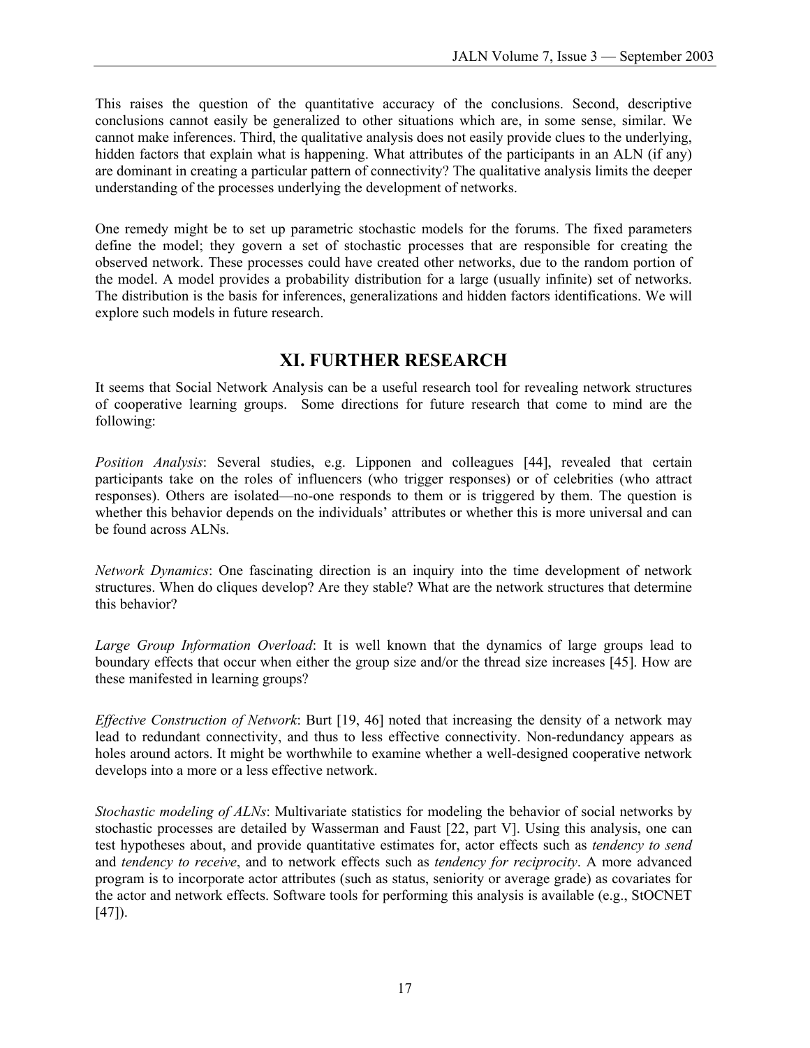This raises the question of the quantitative accuracy of the conclusions. Second, descriptive conclusions cannot easily be generalized to other situations which are, in some sense, similar. We cannot make inferences. Third, the qualitative analysis does not easily provide clues to the underlying, hidden factors that explain what is happening. What attributes of the participants in an ALN (if any) are dominant in creating a particular pattern of connectivity? The qualitative analysis limits the deeper understanding of the processes underlying the development of networks.

One remedy might be to set up parametric stochastic models for the forums. The fixed parameters define the model; they govern a set of stochastic processes that are responsible for creating the observed network. These processes could have created other networks, due to the random portion of the model. A model provides a probability distribution for a large (usually infinite) set of networks. The distribution is the basis for inferences, generalizations and hidden factors identifications. We will explore such models in future research.

## XI. FURTHER RESEARCH

It seems that Social Network Analysis can be a useful research tool for revealing network structures of cooperative learning groups. Some directions for future research that come to mind are the following:

*Position Analysis*: Several studies, e.g. Lipponen and colleagues [44], revealed that certain participants take on the roles of influencers (who trigger responses) or of celebrities (who attract responses). Others are isolated—no-one responds to them or is triggered by them. The question is whether this behavior depends on the individuals' attributes or whether this is more universal and can be found across ALNs.

*Network Dynamics*: One fascinating direction is an inquiry into the time development of network structures. When do cliques develop? Are they stable? What are the network structures that determine this behavior?

*Large Group Information Overload*: It is well known that the dynamics of large groups lead to boundary effects that occur when either the group size and/or the thread size increases [45]. How are these manifested in learning groups?

*Effective Construction of Network*: Burt [19, 46] noted that increasing the density of a network may lead to redundant connectivity, and thus to less effective connectivity. Non-redundancy appears as holes around actors. It might be worthwhile to examine whether a well-designed cooperative network develops into a more or a less effective network.

*Stochastic modeling of ALNs*: Multivariate statistics for modeling the behavior of social networks by stochastic processes are detailed by Wasserman and Faust [22, part V]. Using this analysis, one can test hypotheses about, and provide quantitative estimates for, actor effects such as *tendency to send* and *tendency to receive*, and to network effects such as *tendency for reciprocity*. A more advanced program is to incorporate actor attributes (such as status, seniority or average grade) as covariates for the actor and network effects. Software tools for performing this analysis is available (e.g., StOCNET [47]).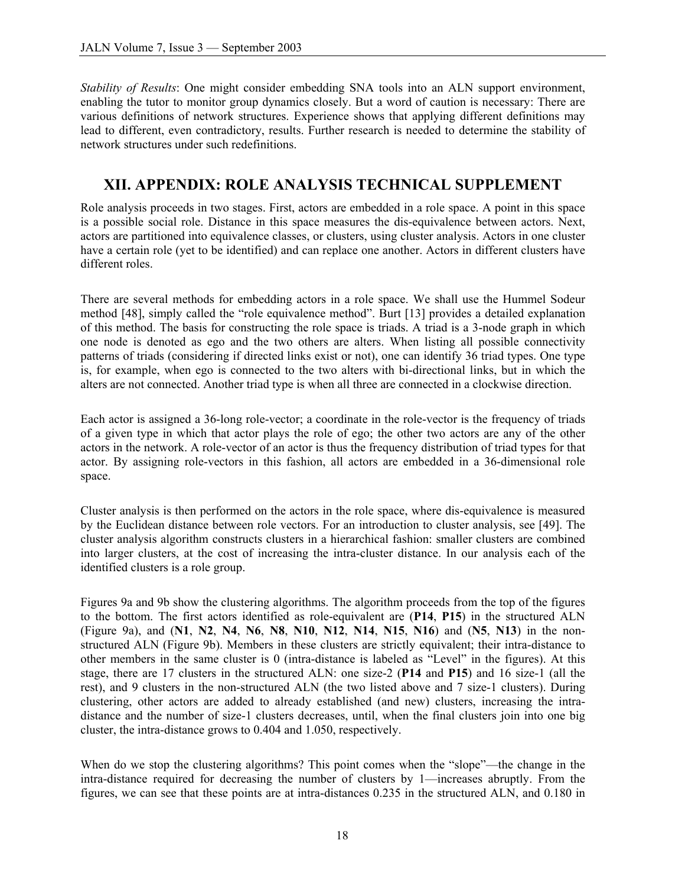*Stability of Results*: One might consider embedding SNA tools into an ALN support environment, enabling the tutor to monitor group dynamics closely. But a word of caution is necessary: There are various definitions of network structures. Experience shows that applying different definitions may lead to different, even contradictory, results. Further research is needed to determine the stability of network structures under such redefinitions.

## XII. APPENDIX: ROLE ANALYSIS TECHNICAL SUPPLEMENT

Role analysis proceeds in two stages. First, actors are embedded in a role space. A point in this space is a possible social role. Distance in this space measures the dis-equivalence between actors. Next, actors are partitioned into equivalence classes, or clusters, using cluster analysis. Actors in one cluster have a certain role (yet to be identified) and can replace one another. Actors in different clusters have different roles.

There are several methods for embedding actors in a role space. We shall use the Hummel Sodeur method [48], simply called the "role equivalence method". Burt [13] provides a detailed explanation of this method. The basis for constructing the role space is triads. A triad is a 3-node graph in which one node is denoted as ego and the two others are alters. When listing all possible connectivity patterns of triads (considering if directed links exist or not), one can identify 36 triad types. One type is, for example, when ego is connected to the two alters with bi-directional links, but in which the alters are not connected. Another triad type is when all three are connected in a clockwise direction.

Each actor is assigned a 36-long role-vector; a coordinate in the role-vector is the frequency of triads of a given type in which that actor plays the role of ego; the other two actors are any of the other actors in the network. A role-vector of an actor is thus the frequency distribution of triad types for that actor. By assigning role-vectors in this fashion, all actors are embedded in a 36-dimensional role space.

Cluster analysis is then performed on the actors in the role space, where dis-equivalence is measured by the Euclidean distance between role vectors. For an introduction to cluster analysis, see [49]. The cluster analysis algorithm constructs clusters in a hierarchical fashion: smaller clusters are combined into larger clusters, at the cost of increasing the intra-cluster distance. In our analysis each of the identified clusters is a role group.

Figures 9a and 9b show the clustering algorithms. The algorithm proceeds from the top of the figures to the bottom. The first actors identified as role-equivalent are (**P14**, **P15**) in the structured ALN (Figure 9a), and (**N1**, **N2**, **N4**, **N6**, **N8**, **N10**, **N12**, **N14**, **N15**, **N16**) and (**N5**, **N13**) in the non-structured ALN (Figure 9b). Members in these clusters are strictly equivalent; their intra-distance to other members in the same cluster is 0 (intra-distance is labeled as "Level" in the figures). At this stage, there are 17 clusters in the structured ALN: one size-2 (**P14** and **P15**) and 16 size-1 (all the rest), and 9 clusters in the non-structured ALN (the two listed above and 7 size-1 clusters). During clustering, other actors are added to already established (and new) clusters, increasing the intra-distance and the number of size-1 clusters decreases, until, when the final clusters join into one big cluster, the intra-distance grows to 0.404 and 1.050, respectively.

When do we stop the clustering algorithms? This point comes when the "slope"—the change in the intra-distance required for decreasing the number of clusters by 1—increases abruptly. From the figures, we can see that these points are at intra-distances 0.235 in the structured ALN, and 0.180 in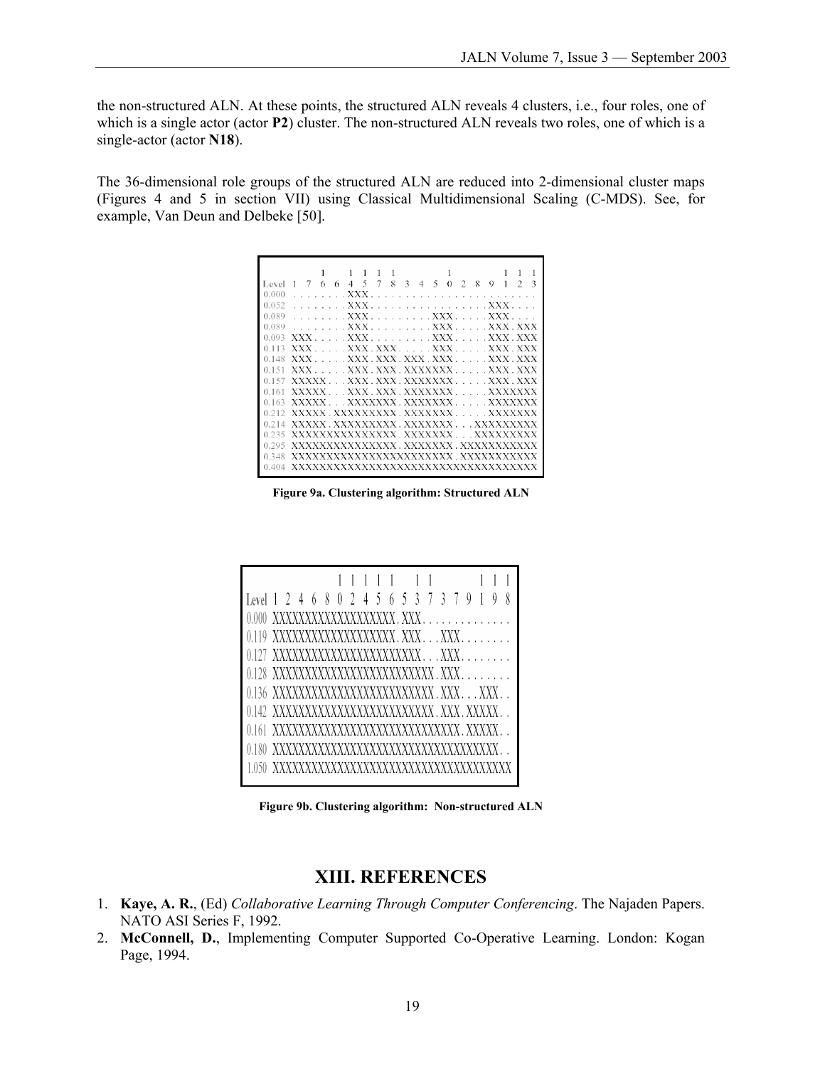the non-structured ALN. At these points, the structured ALN reveals 4 clusters, i.e., four roles, one of which is a single actor (actor **P2**) cluster. The non-structured ALN reveals two roles, one of which is a single-actor (actor **N18**).

The 36-dimensional role groups of the structured ALN are reduced into 2-dimensional cluster maps (Figures 4 and 5 in section VII) using Classical Multidimensional Scaling (C-MDS). See, for example, Van Deun and Delbeke [50].

```
                1     1  1  1  1           1        1  1  1
Level  1  7  6  6  4  5  7  8  3  4  5  0  2  8  9  1  2  3
0.000  . . . . . . . .XXX. . . . . . . . . . . . . . . . . . . . . . .
0.052  . . . . . . . .XXX. . . . . . . . . . . . . . . . .XXX. . . .
0.089  . . . . . . . .XXX. . . . . . . . .XXX. . . . .XXX. . . .
0.089  . . . . . . . .XXX. . . . . . . . .XXX. . . . .XXX.XXX
0.093  XXX. . . . .XXX. . . . . . . . .XXX. . . . .XXX.XXX
0.113  XXX. . . . .XXX.XXX. . . . .XXX. . . . .XXX.XXX
0.148  XXX. . . . .XXX.XXX.XXX.XXX. . . . .XXX.XXX
0.151  XXX. . . . .XXX.XXX.XXXXXXX. . . . .XXX.XXX
0.157  XXXXX. . .XXX.XXX.XXXXXXX. . . . .XXX.XXX
0.161  XXXXX. . .XXX.XXX.XXXXXXX. . . . .XXXXXXX
0.163  XXXXX. . .XXXXXXX.XXXXXXX. . . . .XXXXXXX
0.212  XXXXX.XXXXXXXXX.XXXXXXX. . . . .XXXXXXX
0.214  XXXXX.XXXXXXXXX.XXXXXXX. . .XXXXXXXXX
0.235  XXXXXXXXXXXXXXX.XXXXXXX. . .XXXXXXXXX
0.295  XXXXXXXXXXXXXXX.XXXXXXX.XXXXXXXXXXX
0.348  XXXXXXXXXXXXXXXXXXXXXXX.XXXXXXXXXXX
0.404  XXXXXXXXXXXXXXXXXXXXXXXXXXXXXXXXXXX
```

**Figure 9a. Clustering algorithm: Structured ALN**

```
                      1  1  1  1  1     1  1           1  1  1
Level  1  2  4  6  8  0  2  4  5  6  5  3  7  3  7  9  1  9  8
0.000  XXXXXXXXXXXXXXXXXXX.XXX. . . . . . . . . . . . .
0.119  XXXXXXXXXXXXXXXXXXX.XXX. . .XXX. . . . . . . .
0.127  XXXXXXXXXXXXXXXXXXXXXXX. . .XXX. . . . . . . .
0.128  XXXXXXXXXXXXXXXXXXXXXXXXX.XXX. . . . . . . .
0.136  XXXXXXXXXXXXXXXXXXXXXXXXX.XXX. . .XXX. .
0.142  XXXXXXXXXXXXXXXXXXXXXXXXX.XXX.XXXXX. .
0.161  XXXXXXXXXXXXXXXXXXXXXXXXXXXXX.XXXXX. .
0.180  XXXXXXXXXXXXXXXXXXXXXXXXXXXXXXXXXXX. .
1.050  XXXXXXXXXXXXXXXXXXXXXXXXXXXXXXXXXXXXX
```

**Figure 9b. Clustering algorithm: Non-structured ALN**

## XIII. REFERENCES

1. **Kaye, A. R.**, (Ed) *Collaborative Learning Through Computer Conferencing*. The Najaden Papers. NATO ASI Series F, 1992.
2. **McConnell, D.**, Implementing Computer Supported Co-Operative Learning. London: Kogan Page, 1994.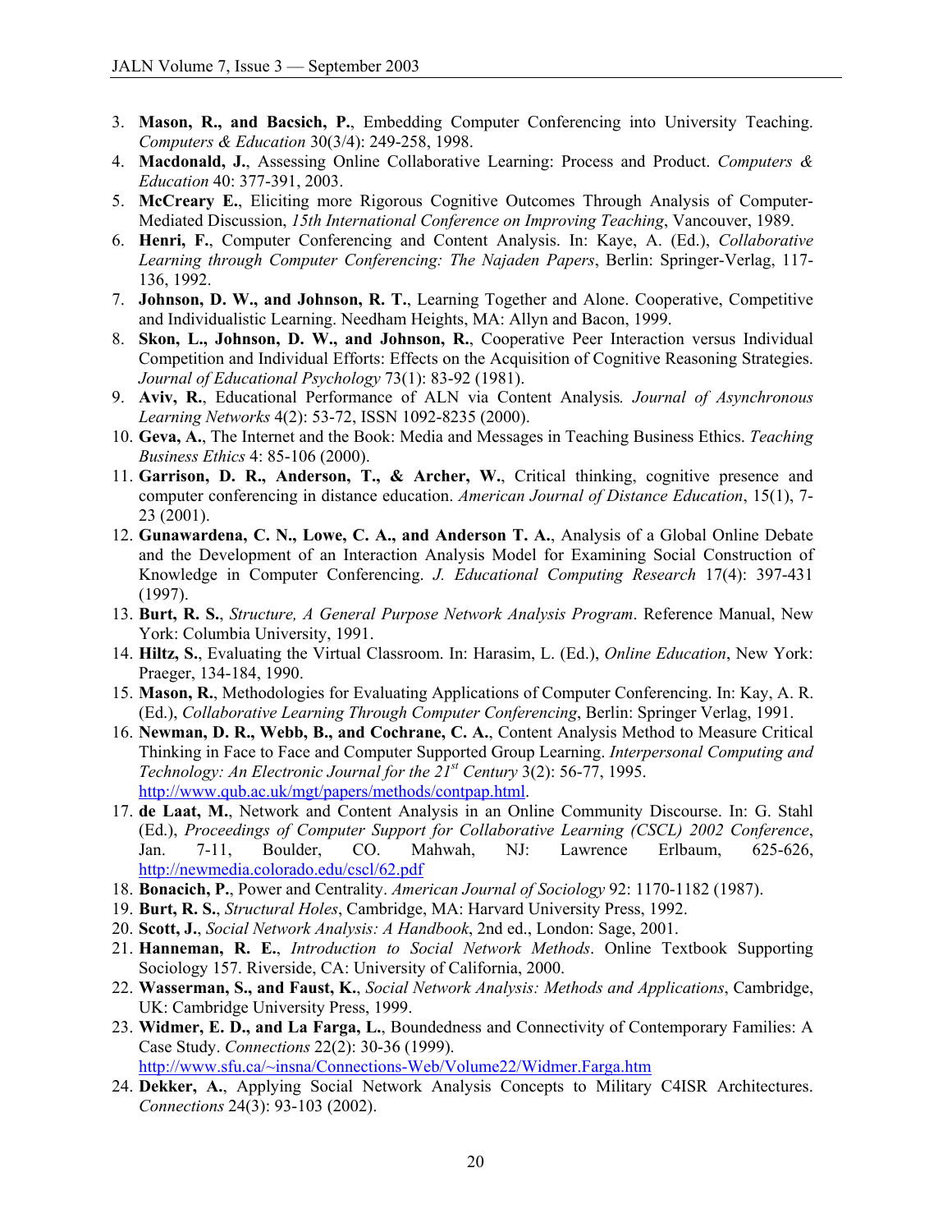3. **Mason, R., and Bacsich, P.**, Embedding Computer Conferencing into University Teaching. *Computers & Education* 30(3/4): 249-258, 1998.
4. **Macdonald, J.**, Assessing Online Collaborative Learning: Process and Product. *Computers & Education* 40: 377-391, 2003.
5. **McCreary E.**, Eliciting more Rigorous Cognitive Outcomes Through Analysis of Computer-Mediated Discussion, *15th International Conference on Improving Teaching*, Vancouver, 1989.
6. **Henri, F.**, Computer Conferencing and Content Analysis. In: Kaye, A. (Ed.), *Collaborative Learning through Computer Conferencing: The Najaden Papers*, Berlin: Springer-Verlag, 117-136, 1992.
7. **Johnson, D. W., and Johnson, R. T.**, Learning Together and Alone. Cooperative, Competitive and Individualistic Learning. Needham Heights, MA: Allyn and Bacon, 1999.
8. **Skon, L., Johnson, D. W., and Johnson, R.**, Cooperative Peer Interaction versus Individual Competition and Individual Efforts: Effects on the Acquisition of Cognitive Reasoning Strategies. *Journal of Educational Psychology* 73(1): 83-92 (1981).
9. **Aviv, R.**, Educational Performance of ALN via Content Analysis*. Journal of Asynchronous Learning Networks* 4(2): 53-72, ISSN 1092-8235 (2000).
10. **Geva, A.**, The Internet and the Book: Media and Messages in Teaching Business Ethics. *Teaching Business Ethics* 4: 85-106 (2000).
11. **Garrison, D. R., Anderson, T., & Archer, W.**, Critical thinking, cognitive presence and computer conferencing in distance education. *American Journal of Distance Education*, 15(1), 7-23 (2001).
12. **Gunawardena, C. N., Lowe, C. A., and Anderson T. A.**, Analysis of a Global Online Debate and the Development of an Interaction Analysis Model for Examining Social Construction of Knowledge in Computer Conferencing. *J. Educational Computing Research* 17(4): 397-431 (1997).
13. **Burt, R. S.**, *Structure, A General Purpose Network Analysis Program*. Reference Manual, New York: Columbia University, 1991.
14. **Hiltz, S.**, Evaluating the Virtual Classroom. In: Harasim, L. (Ed.), *Online Education*, New York: Praeger, 134-184, 1990.
15. **Mason, R.**, Methodologies for Evaluating Applications of Computer Conferencing. In: Kay, A. R. (Ed.), *Collaborative Learning Through Computer Conferencing*, Berlin: Springer Verlag, 1991.
16. **Newman, D. R., Webb, B., and Cochrane, C. A.**, Content Analysis Method to Measure Critical Thinking in Face to Face and Computer Supported Group Learning. *Interpersonal Computing and Technology: An Electronic Journal for the 21st Century* 3(2): 56-77, 1995. http://www.qub.ac.uk/mgt/papers/methods/contpap.html.
17. **de Laat, M.**, Network and Content Analysis in an Online Community Discourse. In: G. Stahl (Ed.), *Proceedings of Computer Support for Collaborative Learning (CSCL) 2002 Conference*, Jan. 7-11, Boulder, CO. Mahwah, NJ: Lawrence Erlbaum, 625-626, http://newmedia.colorado.edu/cscl/62.pdf
18. **Bonacich, P.**, Power and Centrality. *American Journal of Sociology* 92: 1170-1182 (1987).
19. **Burt, R. S.**, *Structural Holes*, Cambridge, MA: Harvard University Press, 1992.
20. **Scott, J.**, *Social Network Analysis: A Handbook*, 2nd ed., London: Sage, 2001.
21. **Hanneman, R. E.**, *Introduction to Social Network Methods*. Online Textbook Supporting Sociology 157. Riverside, CA: University of California, 2000.
22. **Wasserman, S., and Faust, K.**, *Social Network Analysis: Methods and Applications*, Cambridge, UK: Cambridge University Press, 1999.
23. **Widmer, E. D., and La Farga, L.**, Boundedness and Connectivity of Contemporary Families: A Case Study. *Connections* 22(2): 30-36 (1999). http://www.sfu.ca/~insna/Connections-Web/Volume22/Widmer.Farga.htm
24. **Dekker, A.**, Applying Social Network Analysis Concepts to Military C4ISR Architectures. *Connections* 24(3): 93-103 (2002).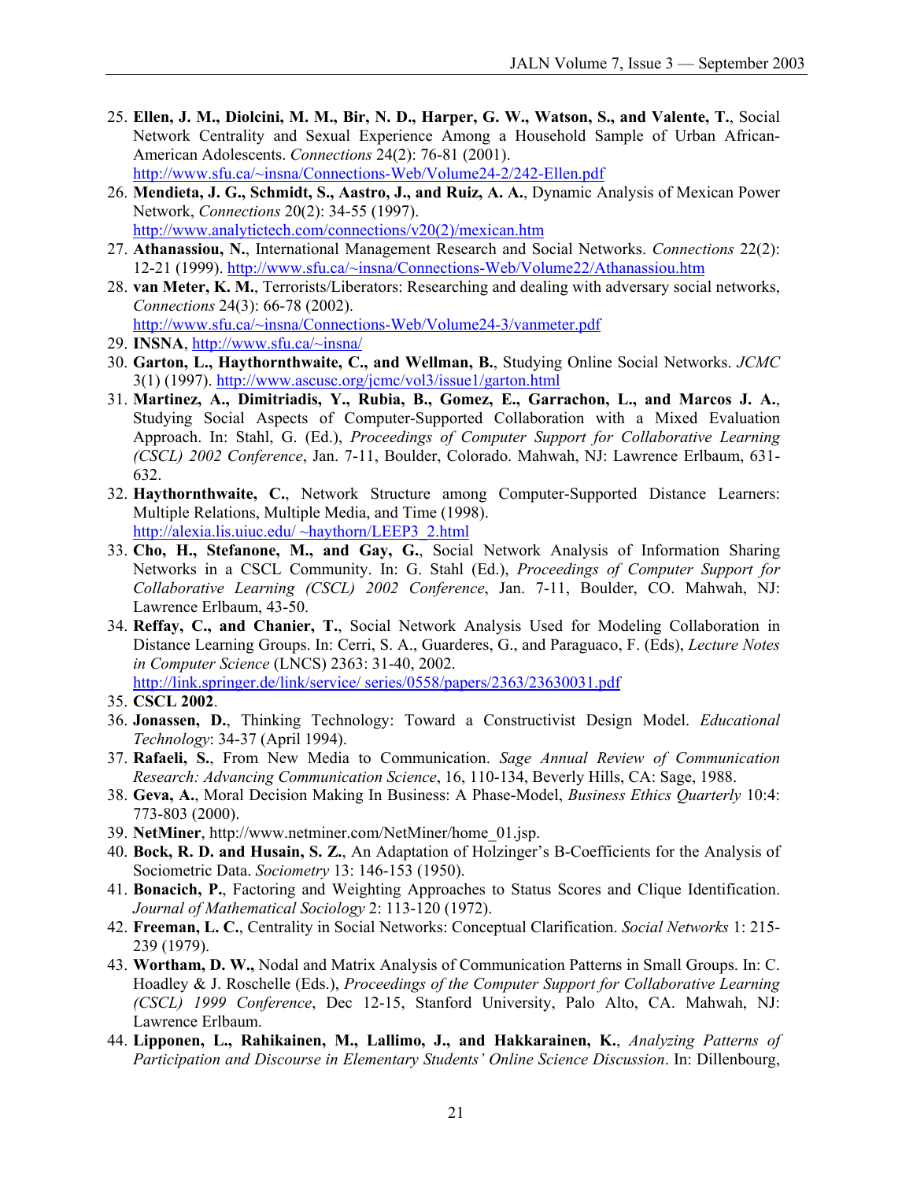25. **Ellen, J. M., Diolcini, M. M., Bir, N. D., Harper, G. W., Watson, S., and Valente, T.**, Social Network Centrality and Sexual Experience Among a Household Sample of Urban African-American Adolescents. *Connections* 24(2): 76-81 (2001). http://www.sfu.ca/~insna/Connections-Web/Volume24-2/242-Ellen.pdf
26. **Mendieta, J. G., Schmidt, S., Aastro, J., and Ruiz, A. A.**, Dynamic Analysis of Mexican Power Network, *Connections* 20(2): 34-55 (1997). http://www.analytictech.com/connections/v20(2)/mexican.htm
27. **Athanassiou, N.**, International Management Research and Social Networks. *Connections* 22(2): 12-21 (1999). http://www.sfu.ca/~insna/Connections-Web/Volume22/Athanassiou.htm
28. **van Meter, K. M.**, Terrorists/Liberators: Researching and dealing with adversary social networks, *Connections* 24(3): 66-78 (2002). http://www.sfu.ca/~insna/Connections-Web/Volume24-3/vanmeter.pdf
29. **INSNA**, http://www.sfu.ca/~insna/
30. **Garton, L., Haythornthwaite, C., and Wellman, B.**, Studying Online Social Networks. *JCMC* 3(1) (1997). http://www.ascusc.org/jcmc/vol3/issue1/garton.html
31. **Martinez, A., Dimitriadis, Y., Rubia, B., Gomez, E., Garrachon, L., and Marcos J. A.**, Studying Social Aspects of Computer-Supported Collaboration with a Mixed Evaluation Approach. In: Stahl, G. (Ed.), *Proceedings of Computer Support for Collaborative Learning (CSCL) 2002 Conference*, Jan. 7-11, Boulder, Colorado. Mahwah, NJ: Lawrence Erlbaum, 631-632.
32. **Haythornthwaite, C.**, Network Structure among Computer-Supported Distance Learners: Multiple Relations, Multiple Media, and Time (1998). http://alexia.lis.uiuc.edu/ ~haythorn/LEEP3_2.html
33. **Cho, H., Stefanone, M., and Gay, G.**, Social Network Analysis of Information Sharing Networks in a CSCL Community. In: G. Stahl (Ed.), *Proceedings of Computer Support for Collaborative Learning (CSCL) 2002 Conference*, Jan. 7-11, Boulder, CO. Mahwah, NJ: Lawrence Erlbaum, 43-50.
34. **Reffay, C., and Chanier, T.**, Social Network Analysis Used for Modeling Collaboration in Distance Learning Groups. In: Cerri, S. A., Guarderes, G., and Paraguaco, F. (Eds), *Lecture Notes in Computer Science* (LNCS) 2363: 31-40, 2002. http://link.springer.de/link/service/ series/0558/papers/2363/23630031.pdf
35. **CSCL 2002**.
36. **Jonassen, D.**, Thinking Technology: Toward a Constructivist Design Model. *Educational Technology*: 34-37 (April 1994).
37. **Rafaeli, S.**, From New Media to Communication. *Sage Annual Review of Communication Research: Advancing Communication Science*, 16, 110-134, Beverly Hills, CA: Sage, 1988.
38. **Geva, A.**, Moral Decision Making In Business: A Phase-Model, *Business Ethics Quarterly* 10:4: 773-803 (2000).
39. **NetMiner**, http://www.netminer.com/NetMiner/home_01.jsp.
40. **Bock, R. D. and Husain, S. Z.**, An Adaptation of Holzinger's B-Coefficients for the Analysis of Sociometric Data. *Sociometry* 13: 146-153 (1950).
41. **Bonacich, P.**, Factoring and Weighting Approaches to Status Scores and Clique Identification. *Journal of Mathematical Sociology* 2: 113-120 (1972).
42. **Freeman, L. C.**, Centrality in Social Networks: Conceptual Clarification. *Social Networks* 1: 215-239 (1979).
43. **Wortham, D. W.,** Nodal and Matrix Analysis of Communication Patterns in Small Groups. In: C. Hoadley & J. Roschelle (Eds.), *Proceedings of the Computer Support for Collaborative Learning (CSCL) 1999 Conference*, Dec 12-15, Stanford University, Palo Alto, CA. Mahwah, NJ: Lawrence Erlbaum.
44. **Lipponen, L., Rahikainen, M., Lallimo, J., and Hakkarainen, K.**, *Analyzing Patterns of Participation and Discourse in Elementary Students' Online Science Discussion*. In: Dillenbourg,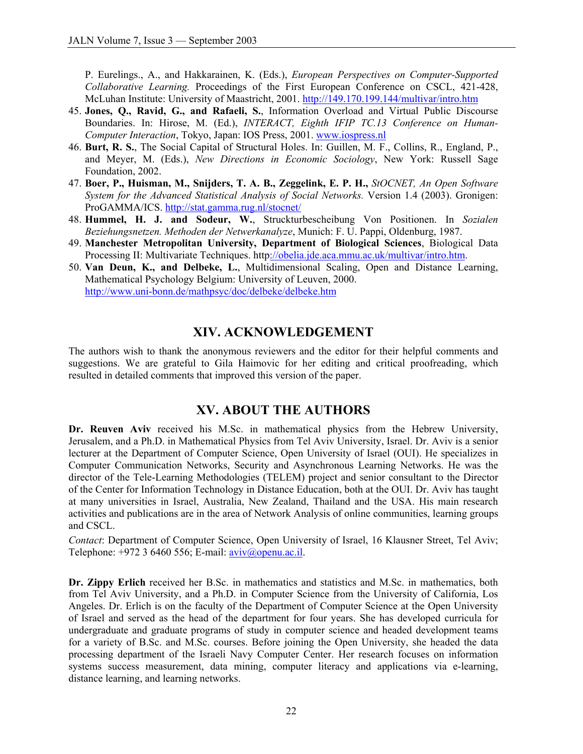P. Eurelings., A., and Hakkarainen, K. (Eds.), *European Perspectives on Computer-Supported Collaborative Learning.* Proceedings of the First European Conference on CSCL, 421-428, McLuhan Institute: University of Maastricht, 2001. http://149.170.199.144/multivar/intro.htm

45. **Jones, Q., Ravid, G., and Rafaeli, S.**, Information Overload and Virtual Public Discourse Boundaries. In: Hirose, M. (Ed.), *INTERACT, Eighth IFIP TC.13 Conference on Human-Computer Interaction*, Tokyo, Japan: IOS Press, 2001. www.iospress.nl
46. **Burt, R. S.**, The Social Capital of Structural Holes. In: Guillen, M. F., Collins, R., England, P., and Meyer, M. (Eds.), *New Directions in Economic Sociology*, New York: Russell Sage Foundation, 2002.
47. **Boer, P., Huisman, M., Snijders, T. A. B., Zeggelink, E. P. H.,** *StOCNET, An Open Software System for the Advanced Statistical Analysis of Social Networks.* Version 1.4 (2003). Gronigen: ProGAMMA/ICS. http://stat.gamma.rug.nl/stocnet/
48. **Hummel, H. J. and Sodeur, W.**, Struckturbescheibung Von Positionen. In *Sozialen Beziehungsnetzen. Methoden der Netwerkanalyze*, Munich: F. U. Pappi, Oldenburg, 1987.
49. **Manchester Metropolitan University, Department of Biological Sciences**, Biological Data Processing II: Multivariate Techniques. http://obelia.jde.aca.mmu.ac.uk/multivar/intro.htm.
50. **Van Deun, K., and Delbeke, L.**, Multidimensional Scaling, Open and Distance Learning, Mathematical Psychology Belgium: University of Leuven, 2000. http://www.uni-bonn.de/mathpsyc/doc/delbeke/delbeke.htm

## XIV. ACKNOWLEDGEMENT

The authors wish to thank the anonymous reviewers and the editor for their helpful comments and suggestions. We are grateful to Gila Haimovic for her editing and critical proofreading, which resulted in detailed comments that improved this version of the paper.

## XV. ABOUT THE AUTHORS

**Dr. Reuven Aviv** received his M.Sc. in mathematical physics from the Hebrew University, Jerusalem, and a Ph.D. in Mathematical Physics from Tel Aviv University, Israel. Dr. Aviv is a senior lecturer at the Department of Computer Science, Open University of Israel (OUI). He specializes in Computer Communication Networks, Security and Asynchronous Learning Networks. He was the director of the Tele-Learning Methodologies (TELEM) project and senior consultant to the Director of the Center for Information Technology in Distance Education, both at the OUI. Dr. Aviv has taught at many universities in Israel, Australia, New Zealand, Thailand and the USA. His main research activities and publications are in the area of Network Analysis of online communities, learning groups and CSCL.

*Contact*: Department of Computer Science, Open University of Israel, 16 Klausner Street, Tel Aviv; Telephone: +972 3 6460 556; E-mail: aviv@openu.ac.il.

**Dr. Zippy Erlich** received her B.Sc. in mathematics and statistics and M.Sc. in mathematics, both from Tel Aviv University, and a Ph.D. in Computer Science from the University of California, Los Angeles. Dr. Erlich is on the faculty of the Department of Computer Science at the Open University of Israel and served as the head of the department for four years. She has developed curricula for undergraduate and graduate programs of study in computer science and headed development teams for a variety of B.Sc. and M.Sc. courses. Before joining the Open University, she headed the data processing department of the Israeli Navy Computer Center. Her research focuses on information systems success measurement, data mining, computer literacy and applications via e-learning, distance learning, and learning networks.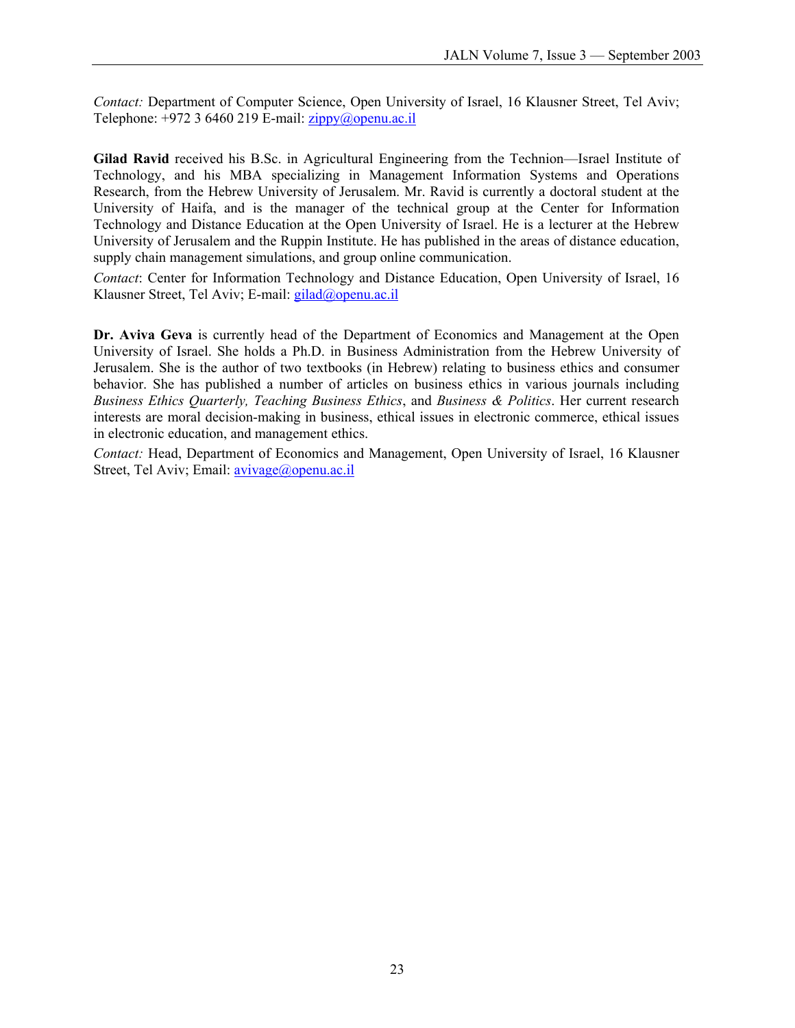*Contact:* Department of Computer Science, Open University of Israel, 16 Klausner Street, Tel Aviv; Telephone: +972 3 6460 219 E-mail: zippy@openu.ac.il

**Gilad Ravid** received his B.Sc. in Agricultural Engineering from the Technion—Israel Institute of Technology, and his MBA specializing in Management Information Systems and Operations Research, from the Hebrew University of Jerusalem. Mr. Ravid is currently a doctoral student at the University of Haifa, and is the manager of the technical group at the Center for Information Technology and Distance Education at the Open University of Israel. He is a lecturer at the Hebrew University of Jerusalem and the Ruppin Institute. He has published in the areas of distance education, supply chain management simulations, and group online communication.

*Contact*: Center for Information Technology and Distance Education, Open University of Israel, 16 Klausner Street, Tel Aviv; E-mail: gilad@openu.ac.il

**Dr. Aviva Geva** is currently head of the Department of Economics and Management at the Open University of Israel. She holds a Ph.D. in Business Administration from the Hebrew University of Jerusalem. She is the author of two textbooks (in Hebrew) relating to business ethics and consumer behavior. She has published a number of articles on business ethics in various journals including *Business Ethics Quarterly, Teaching Business Ethics*, and *Business & Politics*. Her current research interests are moral decision-making in business, ethical issues in electronic commerce, ethical issues in electronic education, and management ethics.

*Contact:* Head, Department of Economics and Management, Open University of Israel, 16 Klausner Street, Tel Aviv; Email: avivage@openu.ac.il